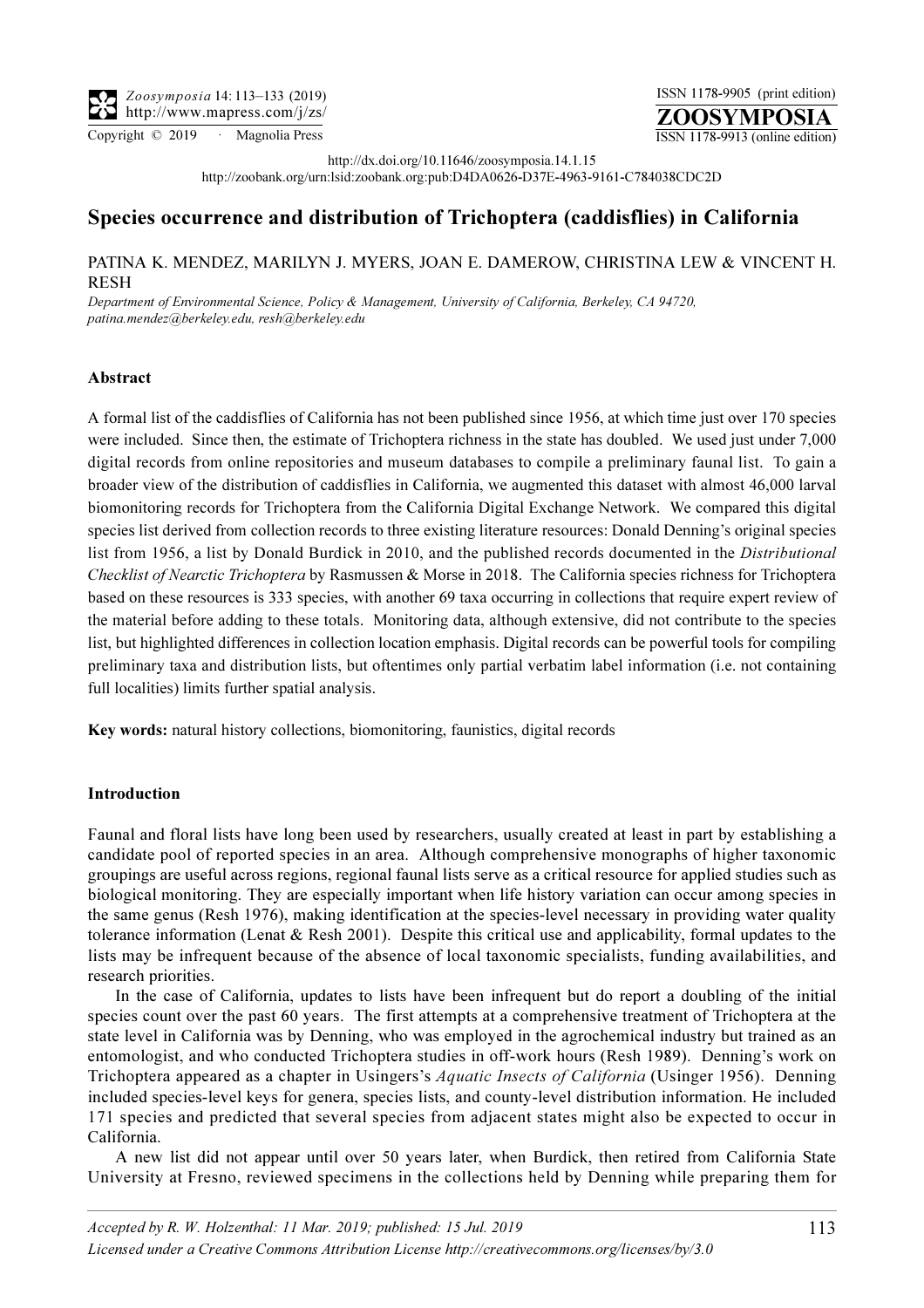http://dx.doi.org/10.11646/zoosymposia.14.1.15

http://zoobank.org/urn:lsid:zoobank.org:pub:D4DA0626-D37E-4963-9161-C784038CDC2D

# Species occurrence and distribution of Trichoptera (caddisflies) in California

PATINA K. MENDEZ, MARILYN J. MYERS, JOAN E. DAMEROW, CHRISTINA LEW & VINCENT H. RESH

*Department of Environmental Science, Policy & Management, University of California, Berkeley, CA 94720, patina.mendez@berkeley.edu, resh@berkeley.edu*

## Abstract

A formal list of the caddisflies of California has not been published since 1956, at which time just over 170 species were included. Since then, the estimate of Trichoptera richness in the state has doubled. We used just under 7,000 digital records from online repositories and museum databases to compile a preliminary faunal list. To gain a broader view of the distribution of caddisflies in California, we augmented this dataset with almost 46,000 larval biomonitoring records for Trichoptera from the California Digital Exchange Network. We compared this digital species list derived from collection records to three existing literature resources: Donald Denning's original species list from 1956, a list by Donald Burdick in 2010, and the published records documented in the *Distributional Checklist of Nearctic Trichoptera* by Rasmussen & Morse in 2018. The California species richness for Trichoptera based on these resources is 333 species, with another 69 taxa occurring in collections that require expert review of the material before adding to these totals. Monitoring data, although extensive, did not contribute to the species list, but highlighted differences in collection location emphasis. Digital records can be powerful tools for compiling preliminary taxa and distribution lists, but oftentimes only partial verbatim label information (i.e. not containing full localities) limits further spatial analysis.

**Key words:** natural history collections, biomonitoring, faunistics, digital records

## Introduction

Faunal and floral lists have long been used by researchers, usually created at least in part by establishing a candidate pool of reported species in an area. Although comprehensive monographs of higher taxonomic groupings are useful across regions, regional faunal lists serve as a critical resource for applied studies such as biological monitoring. They are especially important when life history variation can occur among species in the same genus (Resh 1976), making identification at the species-level necessary in providing water quality tolerance information (Lenat & Resh 2001). Despite this critical use and applicability, formal updates to the lists may be infrequent because of the absence of local taxonomic specialists, funding availabilities, and research priorities.

In the case of California, updates to lists have been infrequent but do report a doubling of the initial species count over the past 60 years. The first attempts at a comprehensive treatment of Trichoptera at the state level in California was by Denning, who was employed in the agrochemical industry but trained as an entomologist, and who conducted Trichoptera studies in off-work hours (Resh 1989). Denning's work on Trichoptera appeared as a chapter in Usingers's *Aquatic Insects of California* (Usinger 1956). Denning included species-level keys for genera, species lists, and county-level distribution information. He included 171 species and predicted that several species from adjacent states might also be expected to occur in California.

A new list did not appear until over 50 years later, when Burdick, then retired from California State University at Fresno, reviewed specimens in the collections held by Denning while preparing them for

*Accepted by R. W. Holzenthal: 11 Mar. 2019; published: 15 Jul. 2019*

*Licensed under a Creative Commons Attribution License http://creativecommons.org/licenses/by/3.0*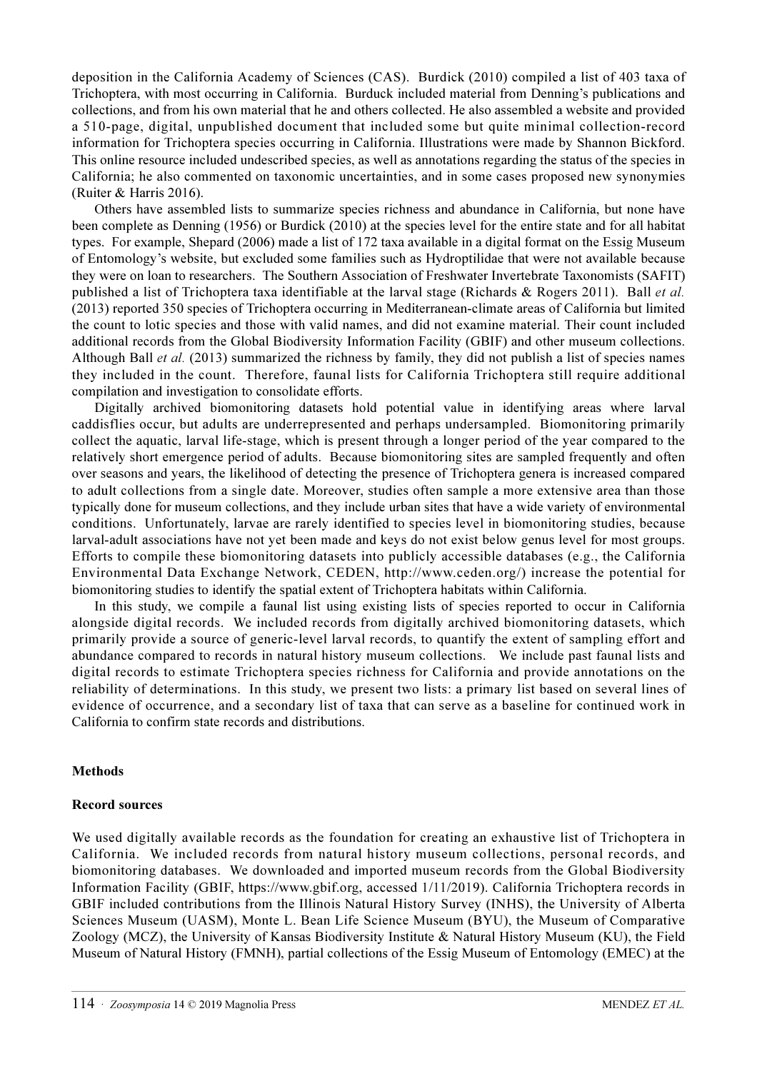deposition in the California Academy of Sciences (CAS). Burdick (2010) compiled a list of 403 taxa of Trichoptera, with most occurring in California. Burduck included material from Denning's publications and collections, and from his own material that he and others collected. He also assembled a website and provided a 510-page, digital, unpublished document that included some but quite minimal collection-record information for Trichoptera species occurring in California. Illustrations were made by Shannon Bickford. This online resource included undescribed species, as well as annotations regarding the status of the species in California; he also commented on taxonomic uncertainties, and in some cases proposed new synonymies (Ruiter & Harris 2016).

Others have assembled lists to summarize species richness and abundance in California, but none have been complete as Denning (1956) or Burdick (2010) at the species level for the entire state and for all habitat types. For example, Shepard (2006) made a list of 172 taxa available in a digital format on the Essig Museum of Entomology's website, but excluded some families such as Hydroptilidae that were not available because they were on loan to researchers. The Southern Association of Freshwater Invertebrate Taxonomists (SAFIT) published a list of Trichoptera taxa identifiable at the larval stage (Richards & Rogers 2011). Ball *et al.* (2013) reported 350 species of Trichoptera occurring in Mediterranean-climate areas of California but limited the count to lotic species and those with valid names, and did not examine material. Their count included additional records from the Global Biodiversity Information Facility (GBIF) and other museum collections. Although Ball *et al.* (2013) summarized the richness by family, they did not publish a list of species names they included in the count. Therefore, faunal lists for California Trichoptera still require additional compilation and investigation to consolidate efforts.

Digitally archived biomonitoring datasets hold potential value in identifying areas where larval caddisflies occur, but adults are underrepresented and perhaps undersampled. Biomonitoring primarily collect the aquatic, larval life-stage, which is present through a longer period of the year compared to the relatively short emergence period of adults. Because biomonitoring sites are sampled frequently and often over seasons and years, the likelihood of detecting the presence of Trichoptera genera is increased compared to adult collections from a single date. Moreover, studies often sample a more extensive area than those typically done for museum collections, and they include urban sites that have a wide variety of environmental conditions. Unfortunately, larvae are rarely identified to species level in biomonitoring studies, because larval-adult associations have not yet been made and keys do not exist below genus level for most groups. Efforts to compile these biomonitoring datasets into publicly accessible databases (e.g., the California Environmental Data Exchange Network, CEDEN, http://www.ceden.org/) increase the potential for biomonitoring studies to identify the spatial extent of Trichoptera habitats within California.

In this study, we compile a faunal list using existing lists of species reported to occur in California alongside digital records. We included records from digitally archived biomonitoring datasets, which primarily provide a source of generic-level larval records, to quantify the extent of sampling effort and abundance compared to records in natural history museum collections. We include past faunal lists and digital records to estimate Trichoptera species richness for California and provide annotations on the reliability of determinations. In this study, we present two lists: a primary list based on several lines of evidence of occurrence, and a secondary list of taxa that can serve as a baseline for continued work in California to confirm state records and distributions.

## Methods

### Record sources

We used digitally available records as the foundation for creating an exhaustive list of Trichoptera in California. We included records from natural history museum collections, personal records, and biomonitoring databases. We downloaded and imported museum records from the Global Biodiversity Information Facility (GBIF, https://www.gbif.org, accessed 1/11/2019). California Trichoptera records in GBIF included contributions from the Illinois Natural History Survey (INHS), the University of Alberta Sciences Museum (UASM), Monte L. Bean Life Science Museum (BYU), the Museum of Comparative Zoology (MCZ), the University of Kansas Biodiversity Institute & Natural History Museum (KU), the Field Museum of Natural History (FMNH), partial collections of the Essig Museum of Entomology (EMEC) at the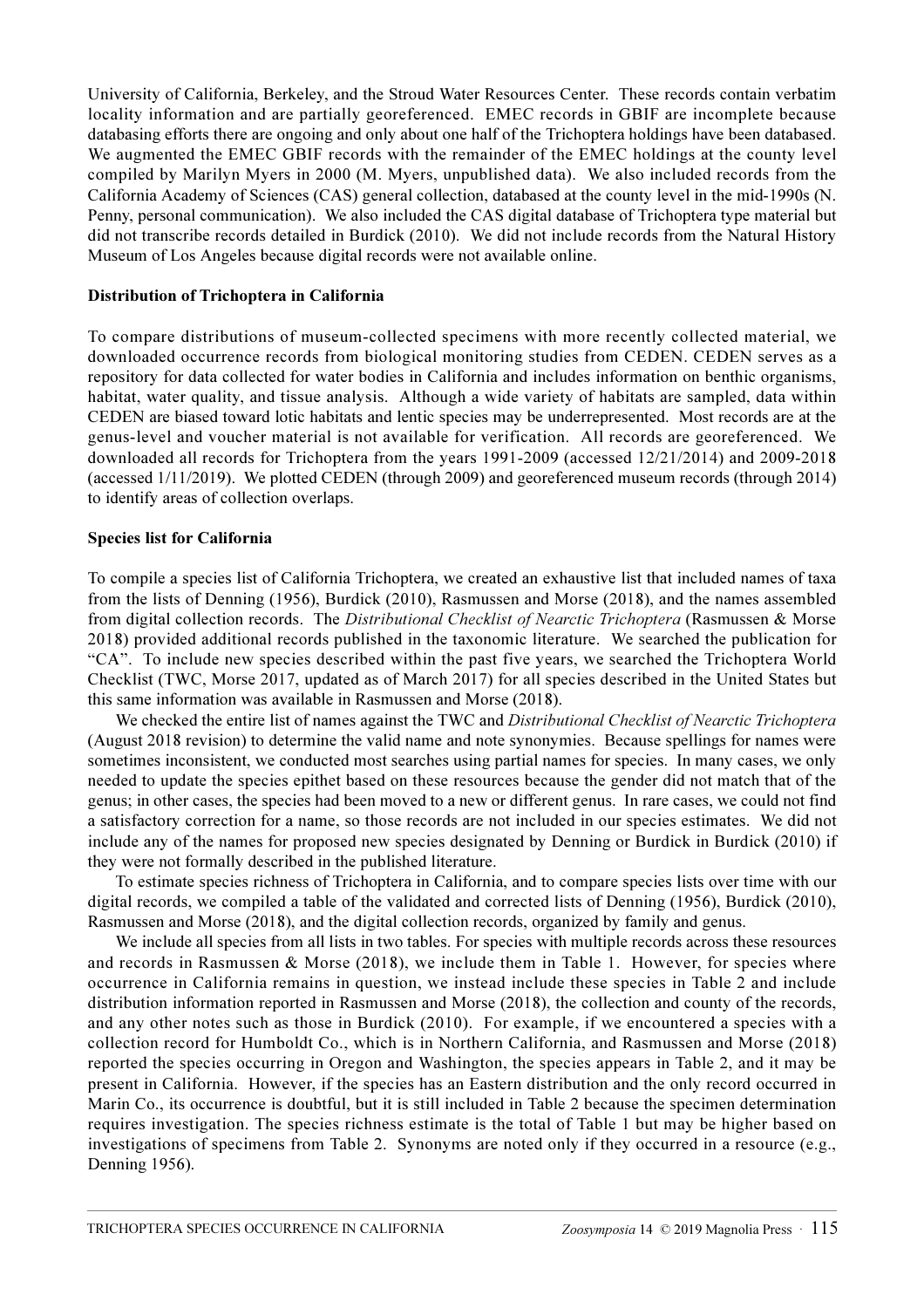University of California, Berkeley, and the Stroud Water Resources Center. These records contain verbatim locality information and are partially georeferenced. EMEC records in GBIF are incomplete because databasing efforts there are ongoing and only about one half of the Trichoptera holdings have been databased. We augmented the EMEC GBIF records with the remainder of the EMEC holdings at the county level compiled by Marilyn Myers in 2000 (M. Myers, unpublished data). We also included records from the California Academy of Sciences (CAS) general collection, databased at the county level in the mid-1990s (N. Penny, personal communication). We also included the CAS digital database of Trichoptera type material but did not transcribe records detailed in Burdick (2010). We did not include records from the Natural History Museum of Los Angeles because digital records were not available online.

**Distribution of Trichoptera in California**

To compare distributions of museum-collected specimens with more recently collected material, we downloaded occurrence records from biological monitoring studies from CEDEN. CEDEN serves as a repository for data collected for water bodies in California and includes information on benthic organisms, habitat, water quality, and tissue analysis. Although a wide variety of habitats are sampled, data within CEDEN are biased toward lotic habitats and lentic species may be underrepresented. Most records are at the genus-level and voucher material is not available for verification. All records are georeferenced. We downloaded all records for Trichoptera from the years 1991-2009 (accessed 12/21/2014) and 2009-2018 (accessed 1/11/2019). We plotted CEDEN (through 2009) and georeferenced museum records (through 2014) to identify areas of collection overlaps.

**Species list for California**

To compile a species list of California Trichoptera, we created an exhaustive list that included names of taxa from the lists of Denning (1956), Burdick (2010), Rasmussen and Morse (2018), and the names assembled from digital collection records. The *Distributional Checklist of Nearctic Trichoptera* (Rasmussen & Morse 2018) provided additional records published in the taxonomic literature. We searched the publication for "CA". To include new species described within the past five years, we searched the Trichoptera World Checklist (TWC, Morse 2017, updated as of March 2017) for all species described in the United States but this same information was available in Rasmussen and Morse (2018).

We checked the entire list of names against the TWC and *Distributional Checklist of Nearctic Trichoptera* (August 2018 revision) to determine the valid name and note synonymies. Because spellings for names were sometimes inconsistent, we conducted most searches using partial names for species. In many cases, we only needed to update the species epithet based on these resources because the gender did not match that of the genus; in other cases, the species had been moved to a new or different genus. In rare cases, we could not find a satisfactory correction for a name, so those records are not included in our species estimates. We did not include any of the names for proposed new species designated by Denning or Burdick in Burdick (2010) if they were not formally described in the published literature.

To estimate species richness of Trichoptera in California, and to compare species lists over time with our digital records, we compiled a table of the validated and corrected lists of Denning (1956), Burdick (2010), Rasmussen and Morse (2018), and the digital collection records, organized by family and genus.

We include all species from all lists in two tables. For species with multiple records across these resources and records in Rasmussen & Morse (2018), we include them in Table 1. However, for species where occurrence in California remains in question, we instead include these species in Table 2 and include distribution information reported in Rasmussen and Morse (2018), the collection and county of the records, and any other notes such as those in Burdick (2010). For example, if we encountered a species with a collection record for Humboldt Co., which is in Northern California, and Rasmussen and Morse (2018) reported the species occurring in Oregon and Washington, the species appears in Table 2, and it may be present in California. However, if the species has an Eastern distribution and the only record occurred in Marin Co., its occurrence is doubtful, but it is still included in Table 2 because the specimen determination requires investigation. The species richness estimate is the total of Table 1 but may be higher based on investigations of specimens from Table 2. Synonyms are noted only if they occurred in a resource (e.g., Denning 1956).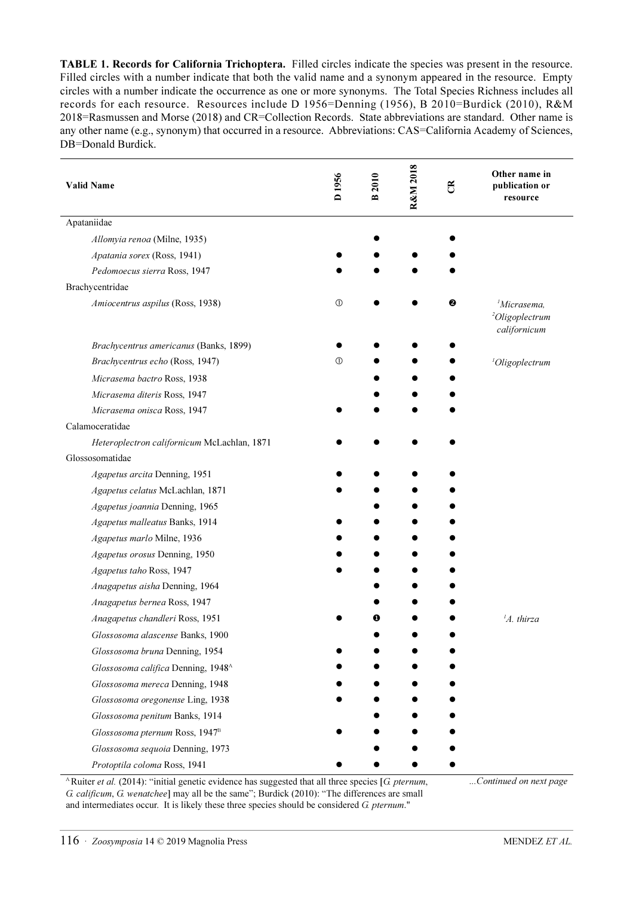**TABLE 1. Records for California Trichoptera.** Filled circles indicate the species was present in the resource. Filled circles with a number indicate that both the valid name and a synonym appeared in the resource. Empty circles with a number indicate the occurrence as one or more synonyms. The Total Species Richness includes all records for each resource. Resources include D 1956=Denning (1956), B 2010=Burdick (2010), R&M 2018=Rasmussen and Morse (2018) and CR=Collection Records. State abbreviations are standard. Other name is any other name (e.g., synonym) that occurred in a resource. Abbreviations: CAS=California Academy of Sciences, DB=Donald Burdick.

| Valid Name | D 1956 | B 2010 | R&M 2018 | CR | Other name in publication or resource |
|---|---|---|---|---|---|
| Apataniidae | | | | | |
| *Allomyia renoa* (Milne, 1935) | | ● | | ● | |
| *Apatania sorex* (Ross, 1941) | ● | ● | ● | ● | |
| *Pedomoecus sierra* Ross, 1947 | ● | ● | ● | ● | |
| Brachycentridae | | | | | |
| *Amiocentrus aspilus* (Ross, 1938) | ① | ● | ● | ❷ | [1]*Micrasema*, [2]*Oligoplectrum californicum* |
| *Brachycentrus americanus* (Banks, 1899) | ● | ● | ● | ● | |
| *Brachycentrus echo* (Ross, 1947) | ① | ● | ● | ● | [1]*Oligoplectrum* |
| *Micrasema bactro* Ross, 1938 | | ● | ● | ● | |
| *Micrasema diteris* Ross, 1947 | | ● | ● | ● | |
| *Micrasema onisca* Ross, 1947 | ● | ● | ● | ● | |
| Calamoceratidae | | | | | |
| *Heteroplectron californicum* McLachlan, 1871 | ● | ● | ● | ● | |
| Glossosomatidae | | | | | |
| *Agapetus arcita* Denning, 1951 | ● | ● | ● | ● | |
| *Agapetus celatus* McLachlan, 1871 | ● | ● | ● | ● | |
| *Agapetus joannia* Denning, 1965 | | ● | ● | ● | |
| *Agapetus malleatus* Banks, 1914 | ● | ● | ● | ● | |
| *Agapetus marlo* Milne, 1936 | ● | ● | ● | ● | |
| *Agapetus orosus* Denning, 1950 | ● | ● | ● | ● | |
| *Agapetus taho* Ross, 1947 | ● | ● | ● | ● | |
| *Anagapetus aisha* Denning, 1964 | | ● | ● | ● | |
| *Anagapetus bernea* Ross, 1947 | | ● | ● | ● | |
| *Anagapetus chandleri* Ross, 1951 | ● | ❶ | ● | ● | [1]*A. thirza* |
| *Glossosoma alascense* Banks, 1900 | | ● | ● | ● | |
| *Glossosoma bruna* Denning, 1954 | ● | ● | ● | ● | |
| *Glossosoma califica* Denning, 1948[A] | ● | ● | ● | ● | |
| *Glossosoma mereca* Denning, 1948 | ● | ● | ● | ● | |
| *Glossosoma oregonense* Ling, 1938 | ● | ● | ● | ● | |
| *Glossosoma penitum* Banks, 1914 | | ● | ● | ● | |
| *Glossosoma pternum* Ross, 1947[B] | ● | ● | ● | ● | |
| *Glossosoma sequoia* Denning, 1973 | | ● | ● | ● | |
| *Protoptila coloma* Ross, 1941 | ● | ● | ● | ● | |

[A] Ruiter *et al.* (2014): "initial genetic evidence has suggested that all three species [*G. pternum*, *G. califica*, *G. wenatchee*] may all be the same"; Burdick (2010): "The differences are small and intermediates occur. It is likely these three species should be considered *G. pternum*."

*...Continued on next page*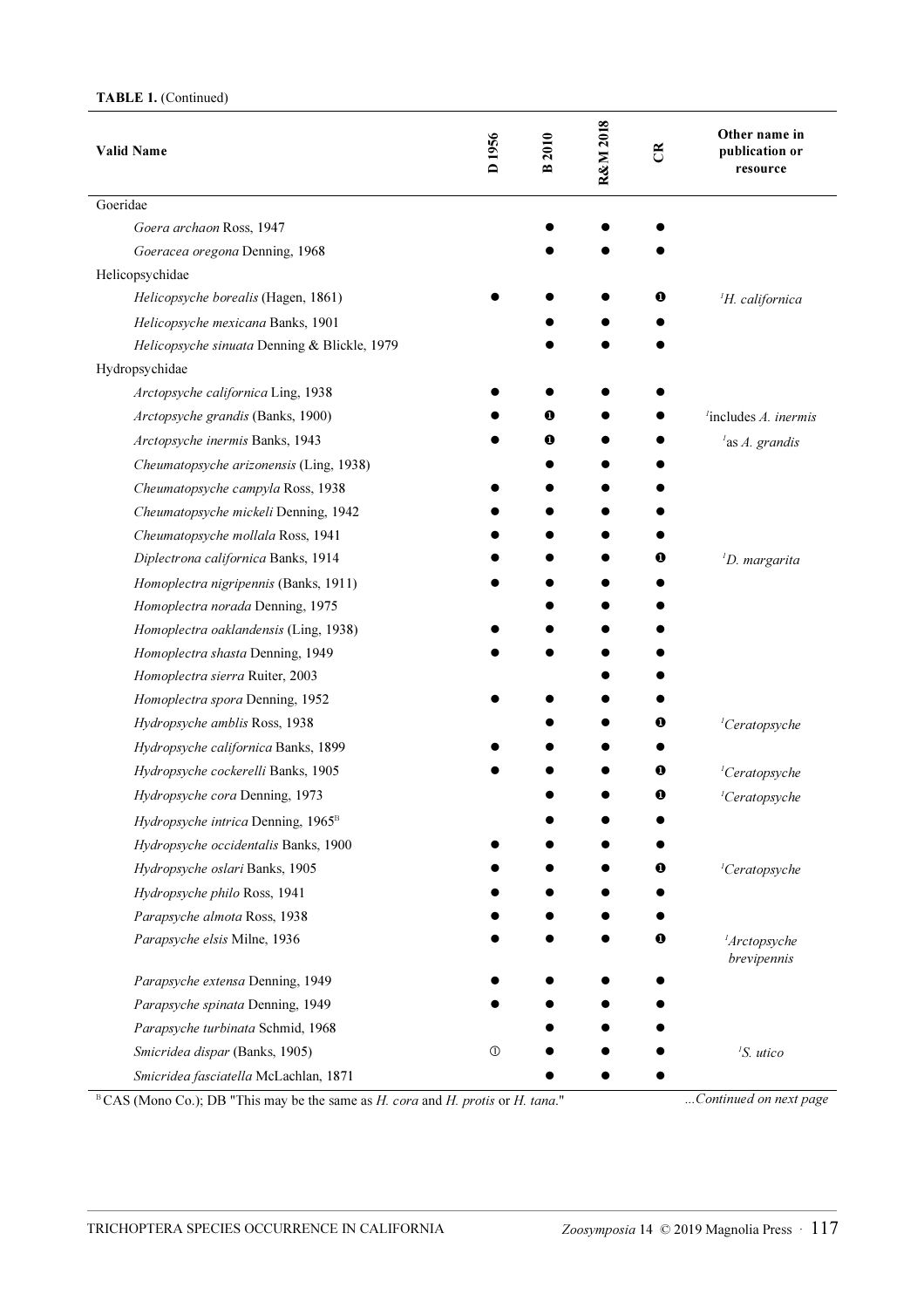**TABLE 1.** (Continued)

| Valid Name | D 1956 | B 2010 | R&M 2018 | CR | Other name in publication or resource |
|---|---|---|---|---|---|
| Goeridae | | | | | |
| *Goera archaon* Ross, 1947 | | ● | ● | ● | |
| *Goeracea oregona* Denning, 1968 | | ● | ● | ● | |
| Helicopsychidae | | | | | |
| *Helicopsyche borealis* (Hagen, 1861) | ● | ● | ● | ❶ | [1]*H. californica* |
| *Helicopsyche mexicana* Banks, 1901 | | ● | ● | ● | |
| *Helicopsyche sinuata* Denning & Blickle, 1979 | | ● | ● | ● | |
| Hydropsychidae | | | | | |
| *Arctopsyche californica* Ling, 1938 | ● | ● | ● | ● | |
| *Arctopsyche grandis* (Banks, 1900) | ● | ❶ | ● | ● | [1]includes *A. inermis* |
| *Arctopsyche inermis* Banks, 1943 | ● | ❶ | ● | ● | [1]as *A. grandis* |
| *Cheumatopsyche arizonensis* (Ling, 1938) | | ● | ● | ● | |
| *Cheumatopsyche campyla* Ross, 1938 | ● | ● | ● | ● | |
| *Cheumatopsyche mickeli* Denning, 1942 | ● | ● | ● | ● | |
| *Cheumatopsyche mollala* Ross, 1941 | ● | ● | ● | ● | |
| *Diplectrona californica* Banks, 1914 | ● | ● | ● | ❶ | [1]*D. margarita* |
| *Homoplectra nigripennis* (Banks, 1911) | ● | ● | ● | ● | |
| *Homoplectra norada* Denning, 1975 | | ● | ● | ● | |
| *Homoplectra oaklandensis* (Ling, 1938) | ● | ● | ● | ● | |
| *Homoplectra shasta* Denning, 1949 | ● | ● | ● | ● | |
| *Homoplectra sierra* Ruiter, 2003 | | | ● | ● | |
| *Homoplectra spora* Denning, 1952 | ● | ● | ● | ● | |
| *Hydropsyche amblis* Ross, 1938 | | ● | ● | ❶ | [1]*Ceratopsyche* |
| *Hydropsyche californica* Banks, 1899 | ● | ● | ● | ● | |
| *Hydropsyche cockerelli* Banks, 1905 | ● | ● | ● | ❶ | [1]*Ceratopsyche* |
| *Hydropsyche cora* Denning, 1973 | | ● | ● | ❶ | [1]*Ceratopsyche* |
| *Hydropsyche intrica* Denning, 1965[B] | | ● | ● | ● | |
| *Hydropsyche occidentalis* Banks, 1900 | ● | ● | ● | ● | |
| *Hydropsyche oslari* Banks, 1905 | ● | ● | ● | ❶ | [1]*Ceratopsyche* |
| *Hydropsyche philo* Ross, 1941 | ● | ● | ● | ● | |
| *Parapsyche almota* Ross, 1938 | ● | ● | ● | ● | |
| *Parapsyche elsis* Milne, 1936 | ● | ● | ● | ❶ | [1]*Arctopsyche brevipennis* |
| *Parapsyche extensa* Denning, 1949 | ● | ● | ● | ● | |
| *Parapsyche spinata* Denning, 1949 | ● | ● | ● | ● | |
| *Parapsyche turbinata* Schmid, 1968 | | ● | ● | ● | |
| *Smicridea dispar* (Banks, 1905) | ① | ● | ● | ● | [1]*S. utico* |
| *Smicridea fasciatella* McLachlan, 1871 | | ● | ● | ● | |

[B]CAS (Mono Co.); DB "This may be the same as *H. cora* and *H. protis* or *H. tana*."

*...Continued on next page*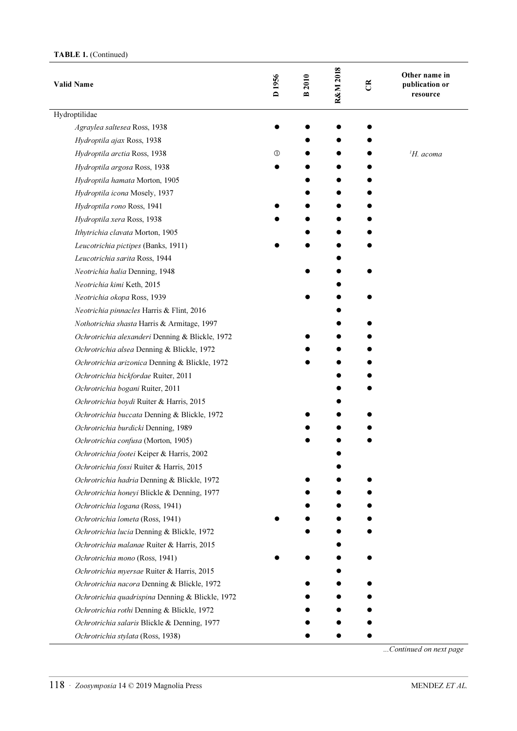**TABLE 1.** (Continued)

| Valid Name | D 1956 | B 2010 | R&M 2018 | CR | Other name in publication or resource |
|---|---|---|---|---|---|
| Hydroptilidae | | | | | |
| *Agraylea saltesea* Ross, 1938 | ● | ● | ● | ● | |
| *Hydroptila ajax* Ross, 1938 | | ● | ● | ● | |
| *Hydroptila arctia* Ross, 1938 | ① | ● | ● | ● | [1]*H. acoma* |
| *Hydroptila argosa* Ross, 1938 | ● | ● | ● | ● | |
| *Hydroptila hamata* Morton, 1905 | | ● | ● | ● | |
| *Hydroptila icona* Mosely, 1937 | | ● | ● | ● | |
| *Hydroptila rono* Ross, 1941 | ● | ● | ● | ● | |
| *Hydroptila xera* Ross, 1938 | ● | ● | ● | ● | |
| *Ithytrichia clavata* Morton, 1905 | | ● | ● | ● | |
| *Leucotrichia pictipes* (Banks, 1911) | ● | ● | ● | ● | |
| *Leucotrichia sarita* Ross, 1944 | | | ● | | |
| *Neotrichia halia* Denning, 1948 | | ● | ● | ● | |
| *Neotrichia kimi* Keth, 2015 | | | ● | | |
| *Neotrichia okopa* Ross, 1939 | | ● | ● | ● | |
| *Neotrichia pinnacles* Harris & Flint, 2016 | | | ● | | |
| *Nothotrichia shasta* Harris & Armitage, 1997 | | | ● | ● | |
| *Ochrotrichia alexanderi* Denning & Blickle, 1972 | | ● | ● | ● | |
| *Ochrotrichia alsea* Denning & Blickle, 1972 | | ● | ● | ● | |
| *Ochrotrichia arizonica* Denning & Blickle, 1972 | | ● | ● | ● | |
| *Ochrotrichia bickfordae* Ruiter, 2011 | | | ● | ● | |
| *Ochrotrichia bogani* Ruiter, 2011 | | | ● | ● | |
| *Ochrotrichia boydi* Ruiter & Harris, 2015 | | | ● | | |
| *Ochrotrichia buccata* Denning & Blickle, 1972 | | ● | ● | ● | |
| *Ochrotrichia burdicki* Denning, 1989 | | ● | ● | ● | |
| *Ochrotrichia confusa* (Morton, 1905) | | ● | ● | ● | |
| *Ochrotrichia footei* Keiper & Harris, 2002 | | | ● | | |
| *Ochrotrichia fossi* Ruiter & Harris, 2015 | | | ● | | |
| *Ochrotrichia hadria* Denning & Blickle, 1972 | | ● | ● | ● | |
| *Ochrotrichia honeyi* Blickle & Denning, 1977 | | ● | ● | ● | |
| *Ochrotrichia logana* (Ross, 1941) | | ● | ● | ● | |
| *Ochrotrichia lometa* (Ross, 1941) | ● | ● | ● | ● | |
| *Ochrotrichia lucia* Denning & Blickle, 1972 | | ● | ● | ● | |
| *Ochrotrichia malanae* Ruiter & Harris, 2015 | | | ● | | |
| *Ochrotrichia mono* (Ross, 1941) | ● | ● | ● | ● | |
| *Ochrotrichia myersae* Ruiter & Harris, 2015 | | | ● | | |
| *Ochrotrichia nacora* Denning & Blickle, 1972 | | ● | ● | ● | |
| *Ochrotrichia quadrispina* Denning & Blickle, 1972 | | ● | ● | ● | |
| *Ochrotrichia rothi* Denning & Blickle, 1972 | | ● | ● | ● | |
| *Ochrotrichia salaris* Blickle & Denning, 1977 | | ● | ● | ● | |
| *Ochrotrichia stylata* (Ross, 1938) | | ● | ● | ● | |

*...Continued on next page*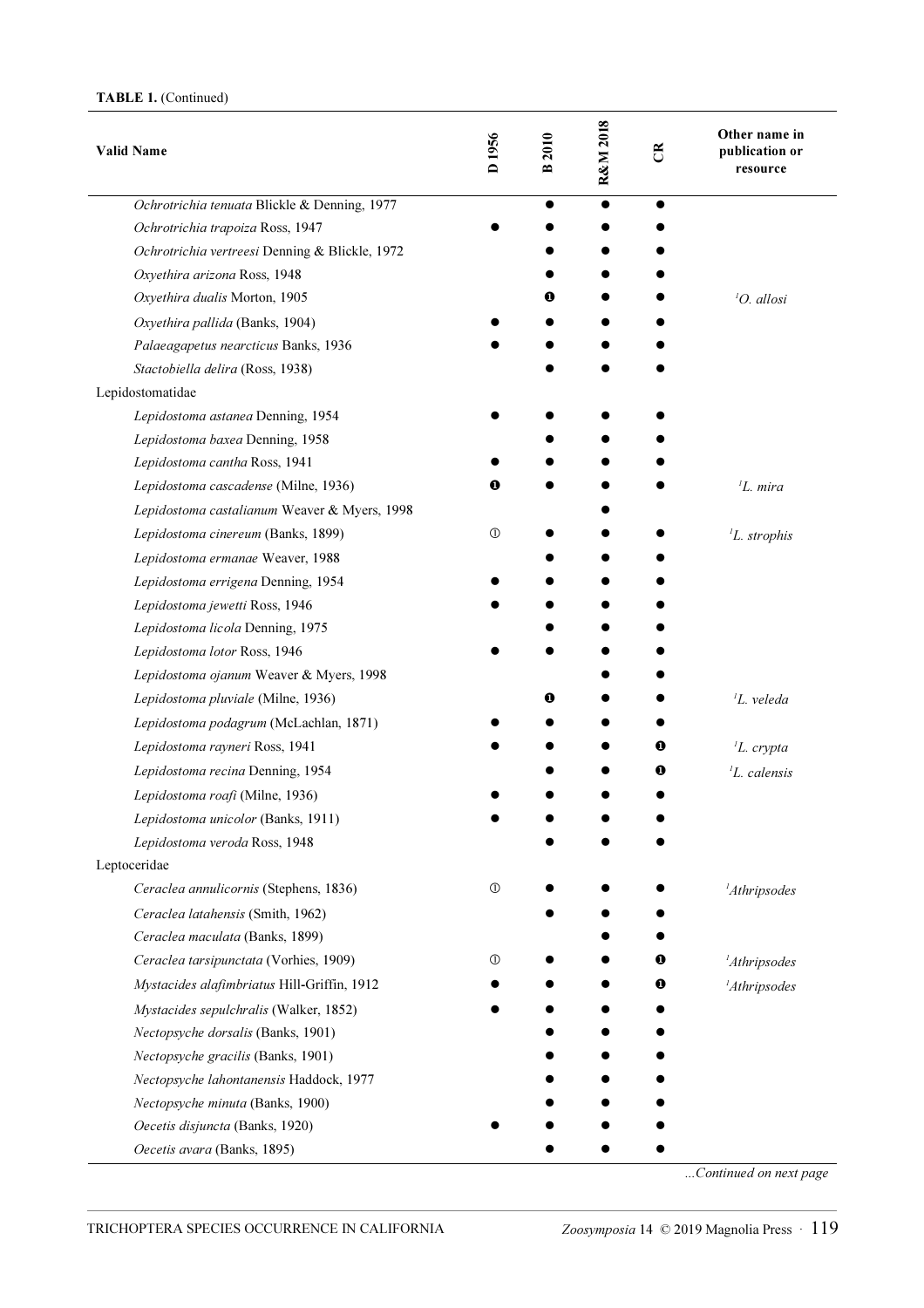**TABLE 1.** (Continued)

| Valid Name | D 1956 | B 2010 | R&M 2018 | CR | Other name in publication or resource |
|---|---|---|---|---|---|
| *Ochrotrichia tenuata* Blickle & Denning, 1977 | | ● | ● | ● | |
| *Ochrotrichia trapoiza* Ross, 1947 | ● | ● | ● | ● | |
| *Ochrotrichia vertreesi* Denning & Blickle, 1972 | | ● | ● | ● | |
| *Oxyethira arizona* Ross, 1948 | | ● | ● | ● | |
| *Oxyethira dualis* Morton, 1905 | | ❶ | ● | ● | [1]*O. allosi* |
| *Oxyethira pallida* (Banks, 1904) | ● | ● | ● | ● | |
| *Palaeagapetus nearcticus* Banks, 1936 | ● | ● | ● | ● | |
| *Stactobiella delira* (Ross, 1938) | | ● | ● | ● | |
| Lepidostomatidae | | | | | |
| *Lepidostoma astanea* Denning, 1954 | ● | ● | ● | ● | |
| *Lepidostoma baxea* Denning, 1958 | | ● | ● | ● | |
| *Lepidostoma cantha* Ross, 1941 | ● | ● | ● | ● | |
| *Lepidostoma cascadense* (Milne, 1936) | ❶ | ● | ● | ● | [1]*L. mira* |
| *Lepidostoma castalianum* Weaver & Myers, 1998 | | | ● | | |
| *Lepidostoma cinereum* (Banks, 1899) | ① | ● | ● | ● | [1]*L. strophis* |
| *Lepidostoma ermanae* Weaver, 1988 | | ● | ● | ● | |
| *Lepidostoma errigena* Denning, 1954 | ● | ● | ● | ● | |
| *Lepidostoma jewetti* Ross, 1946 | ● | ● | ● | ● | |
| *Lepidostoma licola* Denning, 1975 | | ● | ● | ● | |
| *Lepidostoma lotor* Ross, 1946 | ● | ● | ● | ● | |
| *Lepidostoma ojanum* Weaver & Myers, 1998 | | | ● | ● | |
| *Lepidostoma pluviale* (Milne, 1936) | | ❶ | ● | ● | [1]*L. veleda* |
| *Lepidostoma podagrum* (McLachlan, 1871) | ● | ● | ● | ● | |
| *Lepidostoma rayneri* Ross, 1941 | ● | ● | ● | ❶ | [1]*L. crypta* |
| *Lepidostoma recina* Denning, 1954 | | ● | ● | ❶ | [1]*L. calensis* |
| *Lepidostoma roafi* (Milne, 1936) | ● | ● | ● | ● | |
| *Lepidostoma unicolor* (Banks, 1911) | ● | ● | ● | ● | |
| *Lepidostoma veroda* Ross, 1948 | | ● | ● | ● | |
| Leptoceridae | | | | | |
| *Ceraclea annulicornis* (Stephens, 1836) | ① | ● | ● | ● | [1]*Athripsodes* |
| *Ceraclea latahensis* (Smith, 1962) | | ● | ● | ● | |
| *Ceraclea maculata* (Banks, 1899) | | | ● | ● | |
| *Ceraclea tarsipunctata* (Vorhies, 1909) | ① | ● | ● | ❶ | [1]*Athripsodes* |
| *Mystacides alafimbriatus* Hill-Griffin, 1912 | ● | ● | ● | ❶ | [1]*Athripsodes* |
| *Mystacides sepulchralis* (Walker, 1852) | ● | ● | ● | ● | |
| *Nectopsyche dorsalis* (Banks, 1901) | | ● | ● | ● | |
| *Nectopsyche gracilis* (Banks, 1901) | | ● | ● | ● | |
| *Nectopsyche lahontanensis* Haddock, 1977 | | ● | ● | ● | |
| *Nectopsyche minuta* (Banks, 1900) | | ● | ● | ● | |
| *Oecetis disjuncta* (Banks, 1920) | ● | ● | ● | ● | |
| *Oecetis avara* (Banks, 1895) | | ● | ● | ● | |

*...Continued on next page*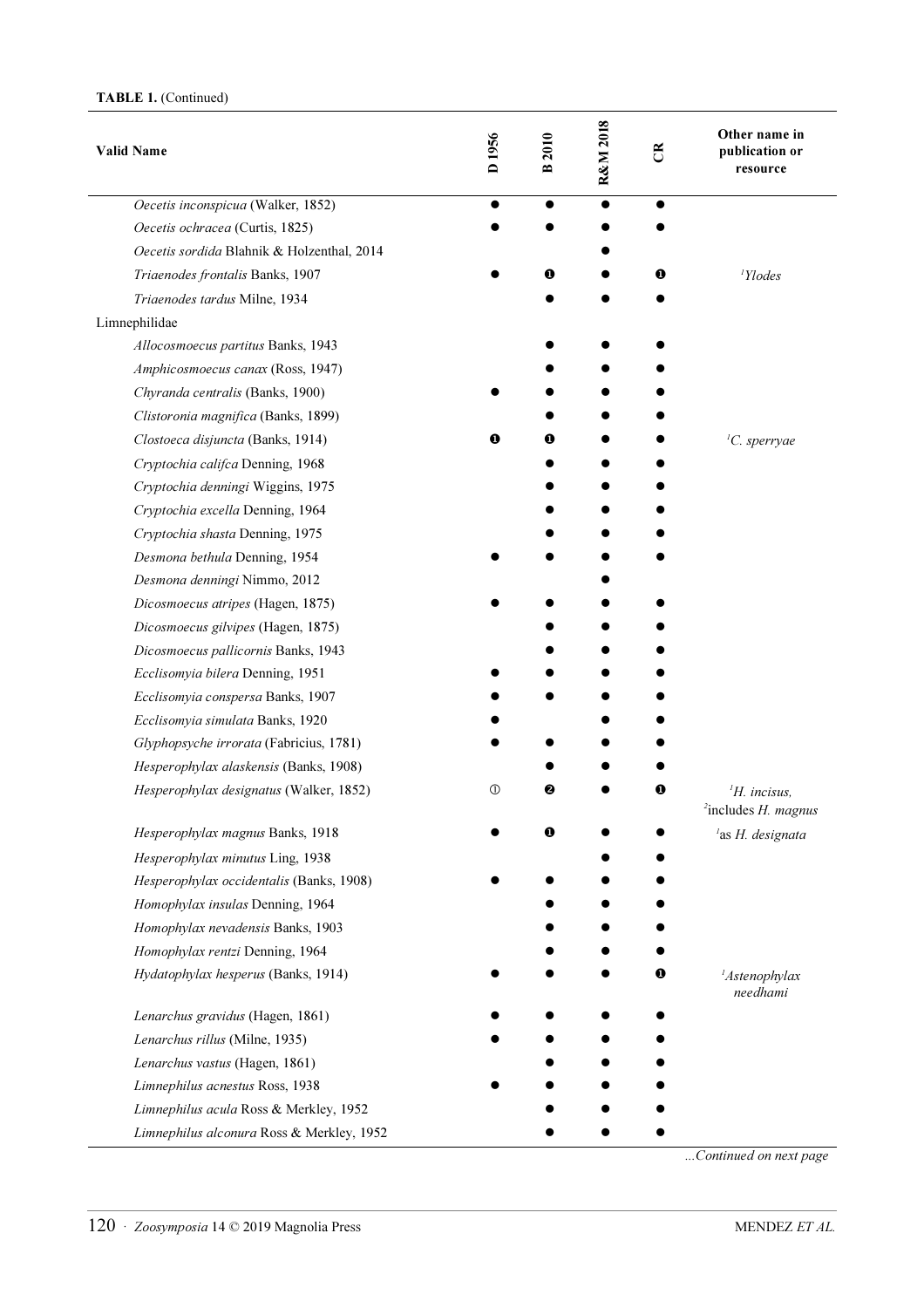**TABLE 1.** (Continued)

| Valid Name | D 1956 | B 2010 | R&M 2018 | CR | Other name in publication or resource |
|---|---|---|---|---|---|
| *Oecetis inconspicua* (Walker, 1852) | ● | ● | ● | ● | |
| *Oecetis ochracea* (Curtis, 1825) | ● | ● | ● | ● | |
| *Oecetis sordida* Blahnik & Holzenthal, 2014 | | | ● | | |
| *Triaenodes frontalis* Banks, 1907 | ● | ❶ | ● | ❶ | [1]*Ylodes* |
| *Triaenodes tardus* Milne, 1934 | | ● | ● | ● | |
| Limnephilidae | | | | | |
| *Allocosmoecus partitus* Banks, 1943 | | ● | ● | ● | |
| *Amphicosmoecus canax* (Ross, 1947) | | ● | ● | ● | |
| *Chyranda centralis* (Banks, 1900) | ● | ● | ● | ● | |
| *Clistoronia magnifica* (Banks, 1899) | | ● | ● | ● | |
| *Clostoeca disjuncta* (Banks, 1914) | ❶ | ❶ | ● | ● | [1]*C. sperryae* |
| *Cryptochia califca* Denning, 1968 | | ● | ● | ● | |
| *Cryptochia denningi* Wiggins, 1975 | | ● | ● | ● | |
| *Cryptochia excella* Denning, 1964 | | ● | ● | ● | |
| *Cryptochia shasta* Denning, 1975 | | ● | ● | ● | |
| *Desmona bethula* Denning, 1954 | ● | ● | ● | ● | |
| *Desmona denningi* Nimmo, 2012 | | | ● | | |
| *Dicosmoecus atripes* (Hagen, 1875) | ● | ● | ● | ● | |
| *Dicosmoecus gilvipes* (Hagen, 1875) | | ● | ● | ● | |
| *Dicosmoecus pallicornis* Banks, 1943 | | ● | ● | ● | |
| *Ecclisomyia bilera* Denning, 1951 | ● | ● | ● | ● | |
| *Ecclisomyia conspersa* Banks, 1907 | ● | ● | ● | ● | |
| *Ecclisomyia simulata* Banks, 1920 | ● | | ● | ● | |
| *Glyphopsyche irrorata* (Fabricius, 1781) | ● | ● | ● | ● | |
| *Hesperophylax alaskensis* (Banks, 1908) | | ● | ● | ● | |
| *Hesperophylax designatus* (Walker, 1852) | ① | ❷ | ● | ❶ | [1]*H. incisus*, [2]includes *H. magnus* |
| *Hesperophylax magnus* Banks, 1918 | ● | ❶ | ● | ● | [1]as *H. designata* |
| *Hesperophylax minutus* Ling, 1938 | | | ● | ● | |
| *Hesperophylax occidentalis* (Banks, 1908) | ● | ● | ● | ● | |
| *Homophylax insulas* Denning, 1964 | | ● | ● | ● | |
| *Homophylax nevadensis* Banks, 1903 | | ● | ● | ● | |
| *Homophylax rentzi* Denning, 1964 | | ● | ● | ● | |
| *Hydatophylax hesperus* (Banks, 1914) | ● | ● | ● | ❶ | [1]*Astenophylax needhami* |
| *Lenarchus gravidus* (Hagen, 1861) | ● | ● | ● | ● | |
| *Lenarchus rillus* (Milne, 1935) | ● | ● | ● | ● | |
| *Lenarchus vastus* (Hagen, 1861) | | ● | ● | ● | |
| *Limnephilus acnestus* Ross, 1938 | ● | ● | ● | ● | |
| *Limnephilus acula* Ross & Merkley, 1952 | | ● | ● | ● | |
| *Limnephilus alconura* Ross & Merkley, 1952 | | ● | ● | ● | |

...*Continued on next page*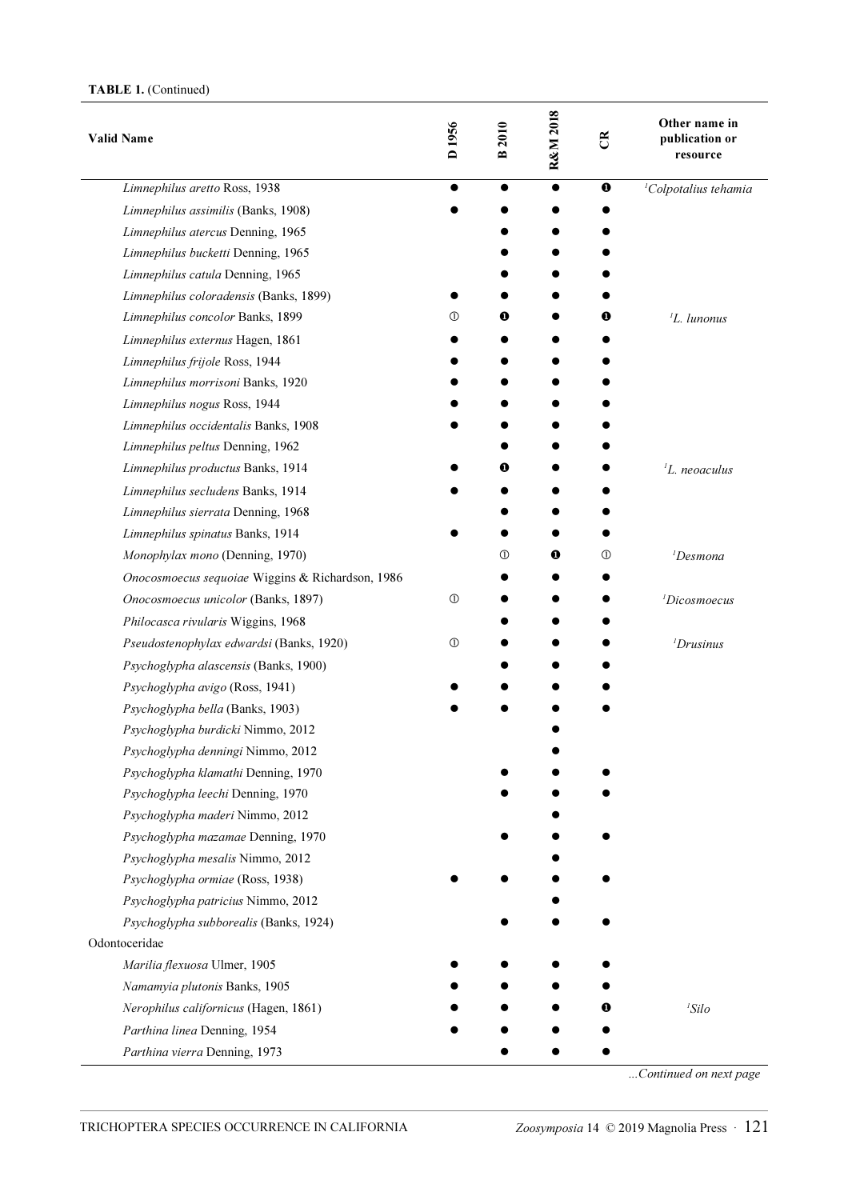**TABLE 1.** (Continued)

| Valid Name | D 1956 | B 2010 | R&M 2018 | CR | Other name in publication or resource |
|---|---|---|---|---|---|
| *Limnephilus aretto* Ross, 1938 | ● | ● | ● | ❶ | [1]*Colpotalius tehamia* |
| *Limnephilus assimilis* (Banks, 1908) | ● | ● | ● | ● | |
| *Limnephilus atercus* Denning, 1965 | | ● | ● | ● | |
| *Limnephilus bucketti* Denning, 1965 | | ● | ● | ● | |
| *Limnephilus catula* Denning, 1965 | | ● | ● | ● | |
| *Limnephilus coloradensis* (Banks, 1899) | ● | ● | ● | ● | |
| *Limnephilus concolor* Banks, 1899 | ① | ❶ | ● | ❶ | [1]*L. lunonus* |
| *Limnephilus externus* Hagen, 1861 | ● | ● | ● | ● | |
| *Limnephilus frijole* Ross, 1944 | ● | ● | ● | ● | |
| *Limnephilus morrisoni* Banks, 1920 | ● | ● | ● | ● | |
| *Limnephilus nogus* Ross, 1944 | ● | ● | ● | ● | |
| *Limnephilus occidentalis* Banks, 1908 | ● | ● | ● | ● | |
| *Limnephilus peltus* Denning, 1962 | | ● | ● | ● | |
| *Limnephilus productus* Banks, 1914 | ● | ❶ | ● | ● | [1]*L. neoaculus* |
| *Limnephilus secludens* Banks, 1914 | ● | ● | ● | ● | |
| *Limnephilus sierrata* Denning, 1968 | | ● | ● | ● | |
| *Limnephilus spinatus* Banks, 1914 | ● | ● | ● | ● | |
| *Monophylax mono* (Denning, 1970) | | ① | ❶ | ① | [1]*Desmona* |
| *Onocosmoecus sequoiae* Wiggins & Richardson, 1986 | | ● | ● | ● | |
| *Onocosmoecus unicolor* (Banks, 1897) | ① | ● | ● | ● | [1]*Dicosmoecus* |
| *Philocasca rivularis* Wiggins, 1968 | | ● | ● | ● | |
| *Pseudostenophylax edwardsi* (Banks, 1920) | ① | ● | ● | ● | [1]*Drusinus* |
| *Psychoglypha alascensis* (Banks, 1900) | | ● | ● | ● | |
| *Psychoglypha avigo* (Ross, 1941) | ● | ● | ● | ● | |
| *Psychoglypha bella* (Banks, 1903) | ● | ● | ● | ● | |
| *Psychoglypha burdicki* Nimmo, 2012 | | | ● | | |
| *Psychoglypha denningi* Nimmo, 2012 | | | ● | | |
| *Psychoglypha klamathi* Denning, 1970 | | ● | ● | ● | |
| *Psychoglypha leechi* Denning, 1970 | | ● | ● | ● | |
| *Psychoglypha maderi* Nimmo, 2012 | | | ● | | |
| *Psychoglypha mazamae* Denning, 1970 | | ● | ● | ● | |
| *Psychoglypha mesalis* Nimmo, 2012 | | | ● | | |
| *Psychoglypha ormiae* (Ross, 1938) | ● | ● | ● | ● | |
| *Psychoglypha patricius* Nimmo, 2012 | | | ● | | |
| *Psychoglypha subborealis* (Banks, 1924) | | ● | ● | ● | |
| Odontoceridae | | | | | |
| *Marilia flexuosa* Ulmer, 1905 | ● | ● | ● | ● | |
| *Namamyia plutonis* Banks, 1905 | ● | ● | ● | ● | |
| *Nerophilus californicus* (Hagen, 1861) | ● | ● | ● | ❶ | [1]*Silo* |
| *Parthina linea* Denning, 1954 | ● | ● | ● | ● | |
| *Parthina vierra* Denning, 1973 | | ● | ● | ● | |

*...Continued on next page*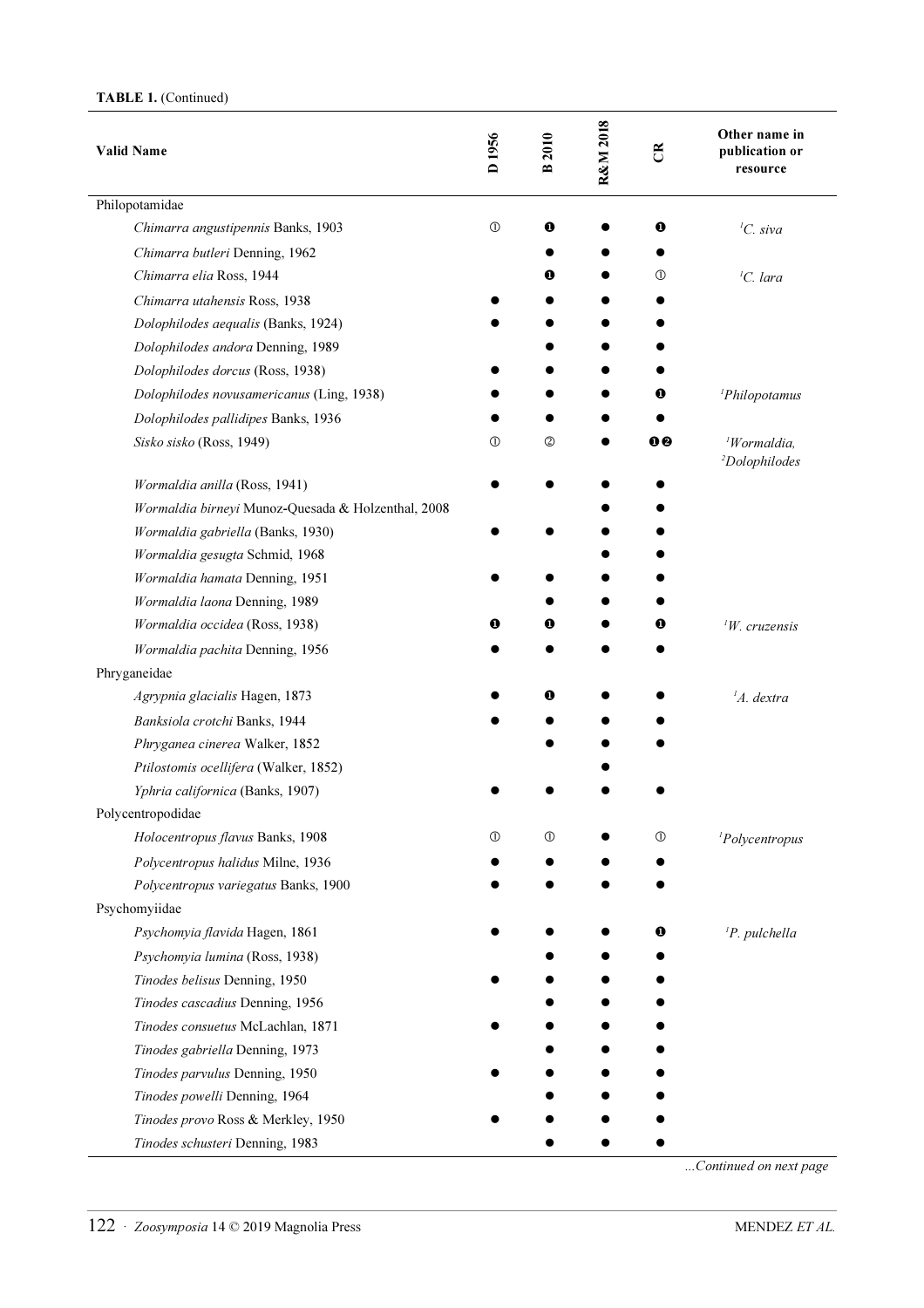**TABLE 1.** (Continued)

| Valid Name | D 1956 | B 2010 | R&M 2018 | CR | Other name in publication or resource |
|---|---|---|---|---|---|
| Philopotamidae | | | | | |
| *Chimarra angustipennis* Banks, 1903 | ① | ❶ | ● | ❶ | [1]*C. siva* |
| *Chimarra butleri* Denning, 1962 | | ● | ● | ● | |
| *Chimarra elia* Ross, 1944 | | ❶ | ● | ① | [1]*C. lara* |
| *Chimarra utahensis* Ross, 1938 | ● | ● | ● | ● | |
| *Dolophilodes aequalis* (Banks, 1924) | ● | ● | ● | ● | |
| *Dolophilodes andora* Denning, 1989 | | ● | ● | ● | |
| *Dolophilodes dorcus* (Ross, 1938) | ● | ● | ● | ● | |
| *Dolophilodes novusamericanus* (Ling, 1938) | ● | ● | ● | ❶ | [1]*Philopotamus* |
| *Dolophilodes pallidipes* Banks, 1936 | ● | ● | ● | ● | |
| *Sisko sisko* (Ross, 1949) | ① | ② | ● | ❶❷ | [1]*Wormaldia*, [2]*Dolophilodes* |
| *Wormaldia anilla* (Ross, 1941) | ● | ● | ● | ● | |
| *Wormaldia birneyi* Munoz-Quesada & Holzenthal, 2008 | | | ● | ● | |
| *Wormaldia gabriella* (Banks, 1930) | ● | ● | ● | ● | |
| *Wormaldia gesugta* Schmid, 1968 | | | ● | ● | |
| *Wormaldia hamata* Denning, 1951 | ● | ● | ● | ● | |
| *Wormaldia laona* Denning, 1989 | | ● | ● | ● | |
| *Wormaldia occidea* (Ross, 1938) | ❶ | ❶ | ● | ❶ | [1]*W. cruzensis* |
| *Wormaldia pachita* Denning, 1956 | ● | ● | ● | ● | |
| Phryganeidae | | | | | |
| *Agrypnia glacialis* Hagen, 1873 | ● | ❶ | ● | ● | [1]*A. dextra* |
| *Banksiola crotchi* Banks, 1944 | ● | ● | ● | ● | |
| *Phryganea cinerea* Walker, 1852 | | ● | ● | ● | |
| *Ptilostomis ocellifera* (Walker, 1852) | | | ● | | |
| *Yphria californica* (Banks, 1907) | ● | ● | ● | ● | |
| Polycentropodidae | | | | | |
| *Holocentropus flavus* Banks, 1908 | ① | ① | ● | ① | [1]*Polycentropus* |
| *Polycentropus halidus* Milne, 1936 | ● | ● | ● | ● | |
| *Polycentropus variegatus* Banks, 1900 | ● | ● | ● | ● | |
| Psychomyiidae | | | | | |
| *Psychomyia flavida* Hagen, 1861 | ● | ● | ● | ❶ | [1]*P. pulchella* |
| *Psychomyia lumina* (Ross, 1938) | | ● | ● | ● | |
| *Tinodes belisus* Denning, 1950 | ● | ● | ● | ● | |
| *Tinodes cascadius* Denning, 1956 | | ● | ● | ● | |
| *Tinodes consuetus* McLachlan, 1871 | ● | ● | ● | ● | |
| *Tinodes gabriella* Denning, 1973 | | ● | ● | ● | |
| *Tinodes parvulus* Denning, 1950 | ● | ● | ● | ● | |
| *Tinodes powelli* Denning, 1964 | | ● | ● | ● | |
| *Tinodes provo* Ross & Merkley, 1950 | ● | ● | ● | ● | |
| *Tinodes schusteri* Denning, 1983 | | ● | ● | ● | |

*...Continued on next page*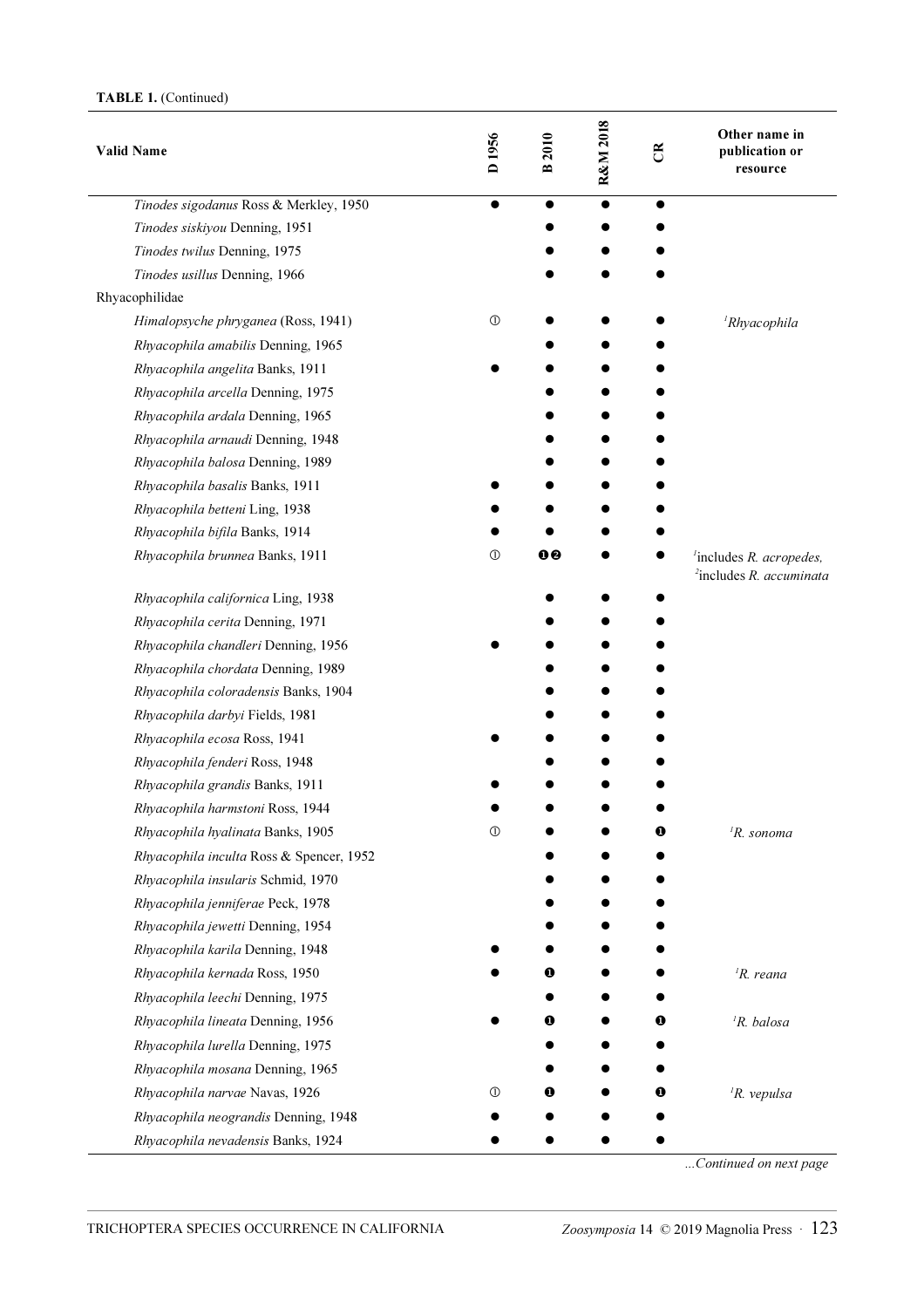**TABLE 1.** (Continued)

| Valid Name | D 1956 | B 2010 | R&M 2018 | CR | Other name in publication or resource |
|---|---|---|---|---|---|
| *Tinodes sigodanus* Ross & Merkley, 1950 | ● | ● | ● | ● | |
| *Tinodes siskiyou* Denning, 1951 | | ● | ● | ● | |
| *Tinodes twilus* Denning, 1975 | | ● | ● | ● | |
| *Tinodes usillus* Denning, 1966 | | ● | ● | ● | |
| Rhyacophilidae | | | | | |
| *Himalopsyche phryganea* (Ross, 1941) | ① | ● | ● | ● | [1]*Rhyacophila* |
| *Rhyacophila amabilis* Denning, 1965 | | ● | ● | ● | |
| *Rhyacophila angelita* Banks, 1911 | ● | ● | ● | ● | |
| *Rhyacophila arcella* Denning, 1975 | | ● | ● | ● | |
| *Rhyacophila ardala* Denning, 1965 | | ● | ● | ● | |
| *Rhyacophila arnaudi* Denning, 1948 | | ● | ● | ● | |
| *Rhyacophila balosa* Denning, 1989 | | ● | ● | ● | |
| *Rhyacophila basalis* Banks, 1911 | ● | ● | ● | ● | |
| *Rhyacophila betteni* Ling, 1938 | ● | ● | ● | ● | |
| *Rhyacophila bifila* Banks, 1914 | ● | ● | ● | ● | |
| *Rhyacophila brunnea* Banks, 1911 | ① | ❶❷ | ● | ● | [1]includes *R. acropedes,* [2]includes *R. accuminata* |
| *Rhyacophila californica* Ling, 1938 | | ● | ● | ● | |
| *Rhyacophila cerita* Denning, 1971 | | ● | ● | ● | |
| *Rhyacophila chandleri* Denning, 1956 | ● | ● | ● | ● | |
| *Rhyacophila chordata* Denning, 1989 | | ● | ● | ● | |
| *Rhyacophila coloradensis* Banks, 1904 | | ● | ● | ● | |
| *Rhyacophila darbyi* Fields, 1981 | | ● | ● | ● | |
| *Rhyacophila ecosa* Ross, 1941 | ● | ● | ● | ● | |
| *Rhyacophila fenderi* Ross, 1948 | | ● | ● | ● | |
| *Rhyacophila grandis* Banks, 1911 | ● | ● | ● | ● | |
| *Rhyacophila harmstoni* Ross, 1944 | ● | ● | ● | ● | |
| *Rhyacophila hyalinata* Banks, 1905 | ① | ● | ● | ❶ | [1]*R. sonoma* |
| *Rhyacophila inculta* Ross & Spencer, 1952 | | ● | ● | ● | |
| *Rhyacophila insularis* Schmid, 1970 | | ● | ● | ● | |
| *Rhyacophila jenniferae* Peck, 1978 | | ● | ● | ● | |
| *Rhyacophila jewetti* Denning, 1954 | | ● | ● | ● | |
| *Rhyacophila karila* Denning, 1948 | ● | ● | ● | ● | |
| *Rhyacophila kernada* Ross, 1950 | ● | ❶ | ● | ● | [1]*R. reana* |
| *Rhyacophila leechi* Denning, 1975 | | ● | ● | ● | |
| *Rhyacophila lineata* Denning, 1956 | ● | ❶ | ● | ❶ | [1]*R. balosa* |
| *Rhyacophila lurella* Denning, 1975 | | ● | ● | ● | |
| *Rhyacophila mosana* Denning, 1965 | | ● | ● | ● | |
| *Rhyacophila narvae* Navas, 1926 | ① | ❶ | ● | ❶ | [1]*R. vepulsa* |
| *Rhyacophila neograndis* Denning, 1948 | ● | ● | ● | ● | |
| *Rhyacophila nevadensis* Banks, 1924 | ● | ● | ● | ● | |

*...Continued on next page*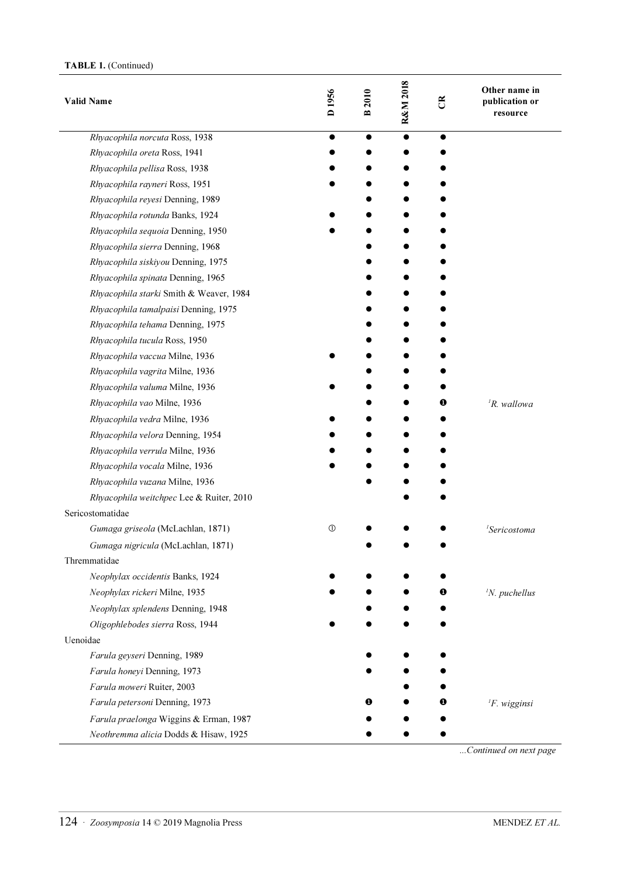**TABLE 1.** (Continued)

| Valid Name | D 1956 | B 2010 | R&M 2018 | CR | Other name in publication or resource |
|---|---|---|---|---|---|
| *Rhyacophila norcuta* Ross, 1938 | ● | ● | ● | ● | |
| *Rhyacophila oreta* Ross, 1941 | ● | ● | ● | ● | |
| *Rhyacophila pellisa* Ross, 1938 | ● | ● | ● | ● | |
| *Rhyacophila rayneri* Ross, 1951 | ● | ● | ● | ● | |
| *Rhyacophila reyesi* Denning, 1989 | | ● | ● | ● | |
| *Rhyacophila rotunda* Banks, 1924 | ● | ● | ● | ● | |
| *Rhyacophila sequoia* Denning, 1950 | ● | ● | ● | ● | |
| *Rhyacophila sierra* Denning, 1968 | | ● | ● | ● | |
| *Rhyacophila siskiyou* Denning, 1975 | | ● | ● | ● | |
| *Rhyacophila spinata* Denning, 1965 | | ● | ● | ● | |
| *Rhyacophila starki* Smith & Weaver, 1984 | | ● | ● | ● | |
| *Rhyacophila tamalpaisi* Denning, 1975 | | ● | ● | ● | |
| *Rhyacophila tehama* Denning, 1975 | | ● | ● | ● | |
| *Rhyacophila tucula* Ross, 1950 | | ● | ● | ● | |
| *Rhyacophila vaccua* Milne, 1936 | ● | ● | ● | ● | |
| *Rhyacophila vagrita* Milne, 1936 | | ● | ● | ● | |
| *Rhyacophila valuma* Milne, 1936 | ● | ● | ● | ● | |
| *Rhyacophila vao* Milne, 1936 | | ● | ● | ❶ | [1]*R. wallowa* |
| *Rhyacophila vedra* Milne, 1936 | ● | ● | ● | ● | |
| *Rhyacophila velora* Denning, 1954 | ● | ● | ● | ● | |
| *Rhyacophila verrula* Milne, 1936 | ● | ● | ● | ● | |
| *Rhyacophila vocala* Milne, 1936 | ● | ● | ● | ● | |
| *Rhyacophila vuzana* Milne, 1936 | | ● | ● | ● | |
| *Rhyacophila weitchpec* Lee & Ruiter, 2010 | | | ● | ● | |
| Sericostomatidae | | | | | |
| *Gumaga griseola* (McLachlan, 1871) | ① | ● | ● | ● | [1]*Sericostoma* |
| *Gumaga nigricula* (McLachlan, 1871) | | ● | ● | ● | |
| Thremmatidae | | | | | |
| *Neophylax occidentis* Banks, 1924 | ● | ● | ● | ● | |
| *Neophylax rickeri* Milne, 1935 | ● | ● | ● | ❶ | [1]*N. puchellus* |
| *Neophylax splendens* Denning, 1948 | | ● | ● | ● | |
| *Oligophlebodes sierra* Ross, 1944 | ● | ● | ● | ● | |
| Uenoidae | | | | | |
| *Farula geyseri* Denning, 1989 | | ● | ● | ● | |
| *Farula honeyi* Denning, 1973 | | ● | ● | ● | |
| *Farula moweri* Ruiter, 2003 | | | ● | ● | |
| *Farula petersoni* Denning, 1973 | | ❶ | ● | ❶ | [1]*F. wigginsi* |
| *Farula praelonga* Wiggins & Erman, 1987 | | ● | ● | ● | |
| *Neothremma alicia* Dodds & Hisaw, 1925 | | ● | ● | ● | |

...*Continued on next page*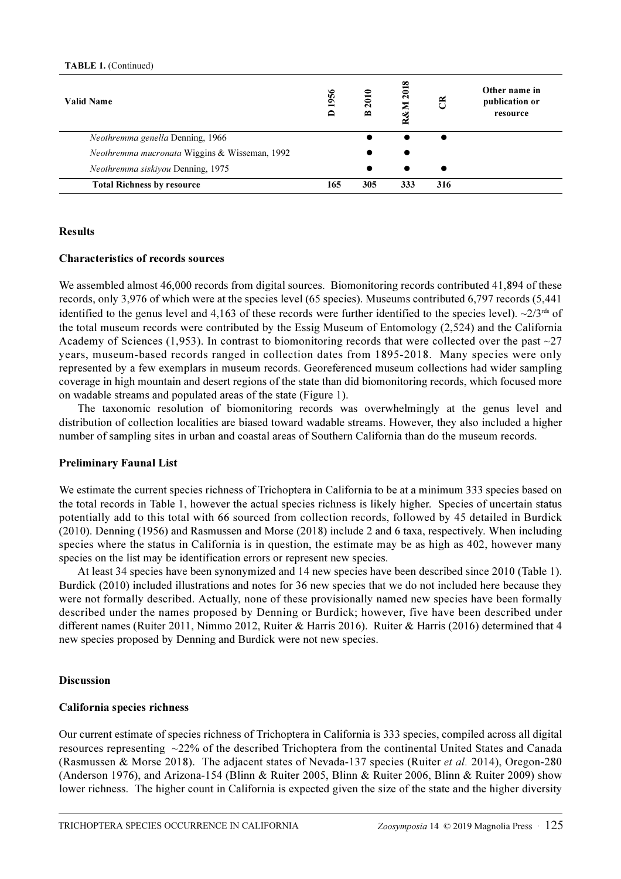**TABLE 1.** (Continued)

| Valid Name | D 1956 | B 2010 | R&M 2018 | CR | Other name in publication or resource |
|---|---|---|---|---|---|
| *Neothremma genella* Denning, 1966 | | ● | ● | ● | |
| *Neothremma mucronata* Wiggins & Wisseman, 1992 | | ● | ● | | |
| *Neothremma siskiyou* Denning, 1975 | | ● | ● | ● | |
| **Total Richness by resource** | **165** | **305** | **333** | **316** | |

## Results

### Characteristics of records sources

We assembled almost 46,000 records from digital sources. Biomonitoring records contributed 41,894 of these records, only 3,976 of which were at the species level (65 species). Museums contributed 6,797 records (5,441 identified to the genus level and 4,163 of these records were further identified to the species level). ~2/3[rds] of the total museum records were contributed by the Essig Museum of Entomology (2,524) and the California Academy of Sciences (1,953). In contrast to biomonitoring records that were collected over the past ~27 years, museum-based records ranged in collection dates from 1895-2018. Many species were only represented by a few exemplars in museum records. Georeferenced museum collections had wider sampling coverage in high mountain and desert regions of the state than did biomonitoring records, which focused more on wadable streams and populated areas of the state (Figure 1).

The taxonomic resolution of biomonitoring records was overwhelmingly at the genus level and distribution of collection localities are biased toward wadable streams. However, they also included a higher number of sampling sites in urban and coastal areas of Southern California than do the museum records.

### Preliminary Faunal List

We estimate the current species richness of Trichoptera in California to be at a minimum 333 species based on the total records in Table 1, however the actual species richness is likely higher. Species of uncertain status potentially add to this total with 66 sourced from collection records, followed by 45 detailed in Burdick (2010). Denning (1956) and Rasmussen and Morse (2018) include 2 and 6 taxa, respectively. When including species where the status in California is in question, the estimate may be as high as 402, however many species on the list may be identification errors or represent new species.

At least 34 species have been synonymized and 14 new species have been described since 2010 (Table 1). Burdick (2010) included illustrations and notes for 36 new species that we do not included here because they were not formally described. Actually, none of these provisionally named new species have been formally described under the names proposed by Denning or Burdick; however, five have been described under different names (Ruiter 2011, Nimmo 2012, Ruiter & Harris 2016). Ruiter & Harris (2016) determined that 4 new species proposed by Denning and Burdick were not new species.

## Discussion

### California species richness

Our current estimate of species richness of Trichoptera in California is 333 species, compiled across all digital resources representing ~22% of the described Trichoptera from the continental United States and Canada (Rasmussen & Morse 2018). The adjacent states of Nevada-137 species (Ruiter *et al.* 2014), Oregon-280 (Anderson 1976), and Arizona-154 (Blinn & Ruiter 2005, Blinn & Ruiter 2006, Blinn & Ruiter 2009) show lower richness. The higher count in California is expected given the size of the state and the higher diversity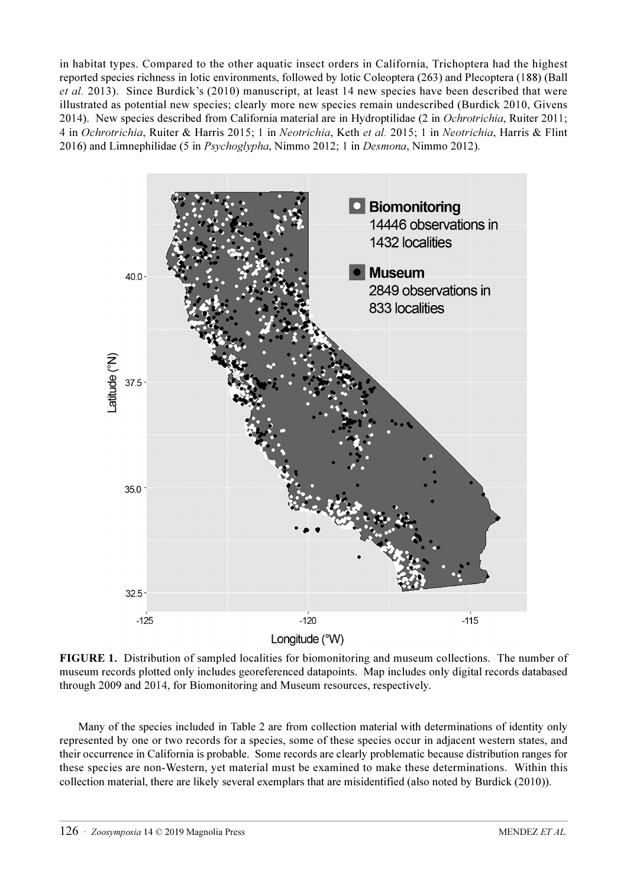in habitat types. Compared to the other aquatic insect orders in California, Trichoptera had the highest reported species richness in lotic environments, followed by lotic Coleoptera (263) and Plecoptera (188) (Ball *et al.* 2013). Since Burdick's (2010) manuscript, at least 14 new species have been described that were illustrated as potential new species; clearly more new species remain undescribed (Burdick 2010, Givens 2014). New species described from California material are in Hydroptilidae (2 in *Ochrotrichia*, Ruiter 2011; 4 in *Ochrotrichia*, Ruiter & Harris 2015; 1 in *Neotrichia*, Keth *et al.* 2015; 1 in *Neotrichia*, Harris & Flint 2016) and Limnephilidae (5 in *Psychoglypha*, Nimmo 2012; 1 in *Desmona*, Nimmo 2012).

**FIGURE 1.** Distribution of sampled localities for biomonitoring and museum collections. The number of museum records plotted only includes georeferenced datapoints. Map includes only digital records databased through 2009 and 2014, for Biomonitoring and Museum resources, respectively.

Many of the species included in Table 2 are from collection material with determinations of identity only represented by one or two records for a species, some of these species occur in adjacent western states, and their occurrence in California is probable. Some records are clearly problematic because distribution ranges for these species are non-Western, yet material must be examined to make these determinations. Within this collection material, there are likely several exemplars that are misidentified (also noted by Burdick (2010)).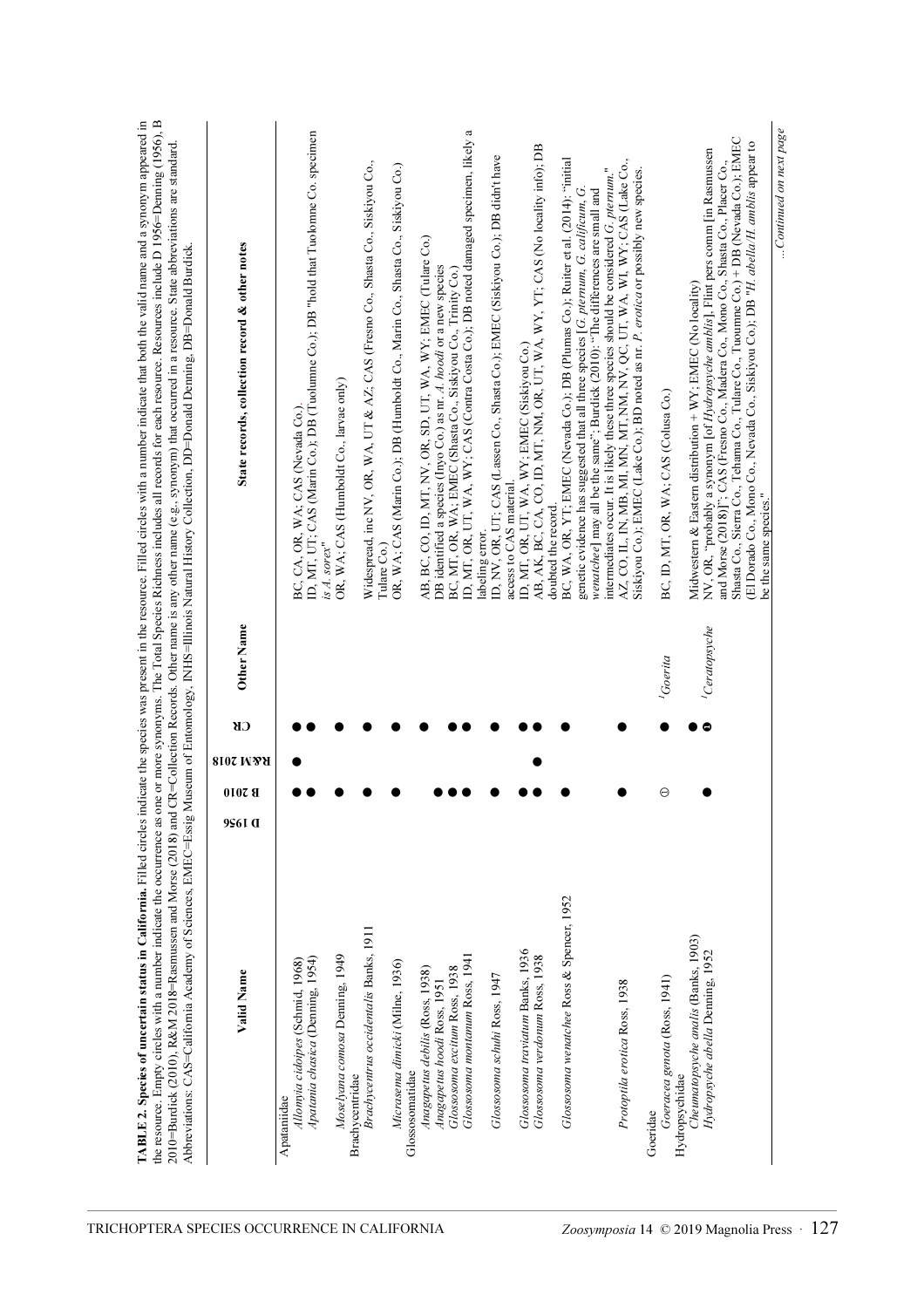**TABLE 2. Species of uncertain status in California.** Filled circles indicate the species was present in the resource. Filled circles with a number indicate that both the valid name and a synonym appeared in the resource. Empty circles with a number indicate the occurrence as one or more synonyms. The Total Species Richness includes all records for each resource. Resources include D 1956=Denning (1956), B 2010=Burdick (2010), R&M 2018=Rasmussen and Morse (2018) and CR=Collection Records. Other name is any other name (e.g., synonym) that occurred in a resource. State abbreviations are standard. Abbreviations: CAS=California Academy of Sciences, EMEC=Essig Museum of Entomology, INHS=Illinois Natural History Collection, DD=Donald Denning, DB=Donald Burdick.

| Valid Name | D 1956 | B 2010 | R&M 2018 | CR | Other Name | State records, collection record & other notes |
|---|---|---|---|---|---|---|
| Apataniidae | | | | | | |
| *Allomyia cidoipes* (Schmid, 1968) | | ● | ● | ● | | BC, CA, OR, WA; CAS (Nevada Co.) |
| *Apatania chasica* (Denning, 1954) | | ● | | ● | | ID, MT, UT; CAS (Marin Co.); DB (Tuolumne Co.); DB "hold that Tuolomne Co. specimen is *A. sorex*" |
| *Moselyana comosa* Denning, 1949 | | ● | | ● | | OR, WA; CAS (Humboldt Co., larvae only) |
| Brachycentridae | | | | | | |
| *Brachycentrus occidentalis* Banks, 1911 | | ● | | ● | | Widespread, inc NV, OR, WA, UT & AZ; CAS (Fresno Co., Shasta Co., Siskiyou Co., Tulare Co.) |
| *Micrasema dimicki* (Milne, 1936) | | ● | | ● | | OR, WA; CAS (Marin Co); DB (Humboldt Co., Marin Co., Shasta Co., Siskiyou Co.) |
| Glossosomatidae | | | | | | |
| *Anagapetus debilis* (Ross, 1938) | | | | ● | | AB, BC, CO, ID, MT, NV, OR, SD, UT, WA, WY; EMEC (Tulare Co.) |
| *Anagapetus hoodi* Ross, 1951 | | ● | | | | DB identified a species (Inyo Co.) as nr. *A. hoodi* or a new species |
| *Glossosoma excitum* Ross, 1938 | | ● | | ● | | BC, MT, OR, WA; EMEC (Shasta Co., Siskiyou Co., Trinity Co.) |
| *Glossosoma montanum* Ross, 1941 | | ● | | ● | | ID, MT, OR, UT, WA, WY; CAS (Contra Costa Co.); DB noted damaged specimen, likely a labeling error. |
| *Glossosoma schuhi* Ross, 1947 | | ● | | ● | | ID, NV, OR, UT; CAS (Lassen Co., Shasta Co.); EMEC (Siskiyou Co.); DB didn't have access to CAS material |
| *Glossosoma traviatum* Banks, 1936 | | ● | | ● | | ID, MT, OR, UT, WA, WY; EMEC (Siskiyou Co.) |
| *Glossosoma verdonum* Ross, 1938 | | ● | ● | ● | | AB, AK, BC, CA, CO, ID, MT, NM, OR, UT, WA, WY, YT; CAS (No locality info); DB doubted the record. |
| *Glossosoma wenatchee* Ross & Spencer, 1952 | | ● | | ● | | BC, WA, OR, YT; EMEC (Nevada Co.); DB (Plumas Co.); Ruiter et al. (2014): "initial genetic evidence has suggested that all three species [*G. pternum, G. calificum, G. wenatchee*] may all be the same"; Burdick (2010): "The differences are small and intermediates occur. It is likely these three species should be considered *G. pternum*." |
| *Protoptila erotica* Ross, 1938 | | ● | | ● | | AZ, CO, IL, IN, MB, MI, MN, MT, NM, NV, QC, UT, WA, WI, WY; CAS (Lake Co., Siskiyou Co.); EMEC (Lake Co.); BD noted as nr. *P. erotica* or possibly new species. |
| Goeridae | | | | | | |
| *Goeracea genota* (Ross, 1941) | | ① | | ● | [1]*Goerita* | BC, ID, MT, OR, WA; CAS (Colusa Co.) |
| Hydropsychidae | | | | | | |
| *Cheumatopsyche analis* (Banks, 1903) | | | | ● | | Midwestern & Eastern distribution + WY; EMEC (No locality) |
| *Hydropsyche abella* Denning, 1952 | | ● | | ❶ | [1]*Ceratopsyche* | NV, OR, "probably a synonym [of *Hydropsyche amblis*], Flint pers comm [in Rasmussen and Morse (2018)]"; CAS (Fresno Co., Madera Co., Mono Co., Shasta Co., Placer Co., Shasta Co., Sierra Co., Tehama Co., Tulare Co., Tuoumne Co.) + DB (Nevada Co.); EMEC (El Dorado Co., Mono Co., Nevada Co., Siskiyou Co.); DB "*H. abella*/*H. amblis* appear to be the same species." |

...*Continued on next page*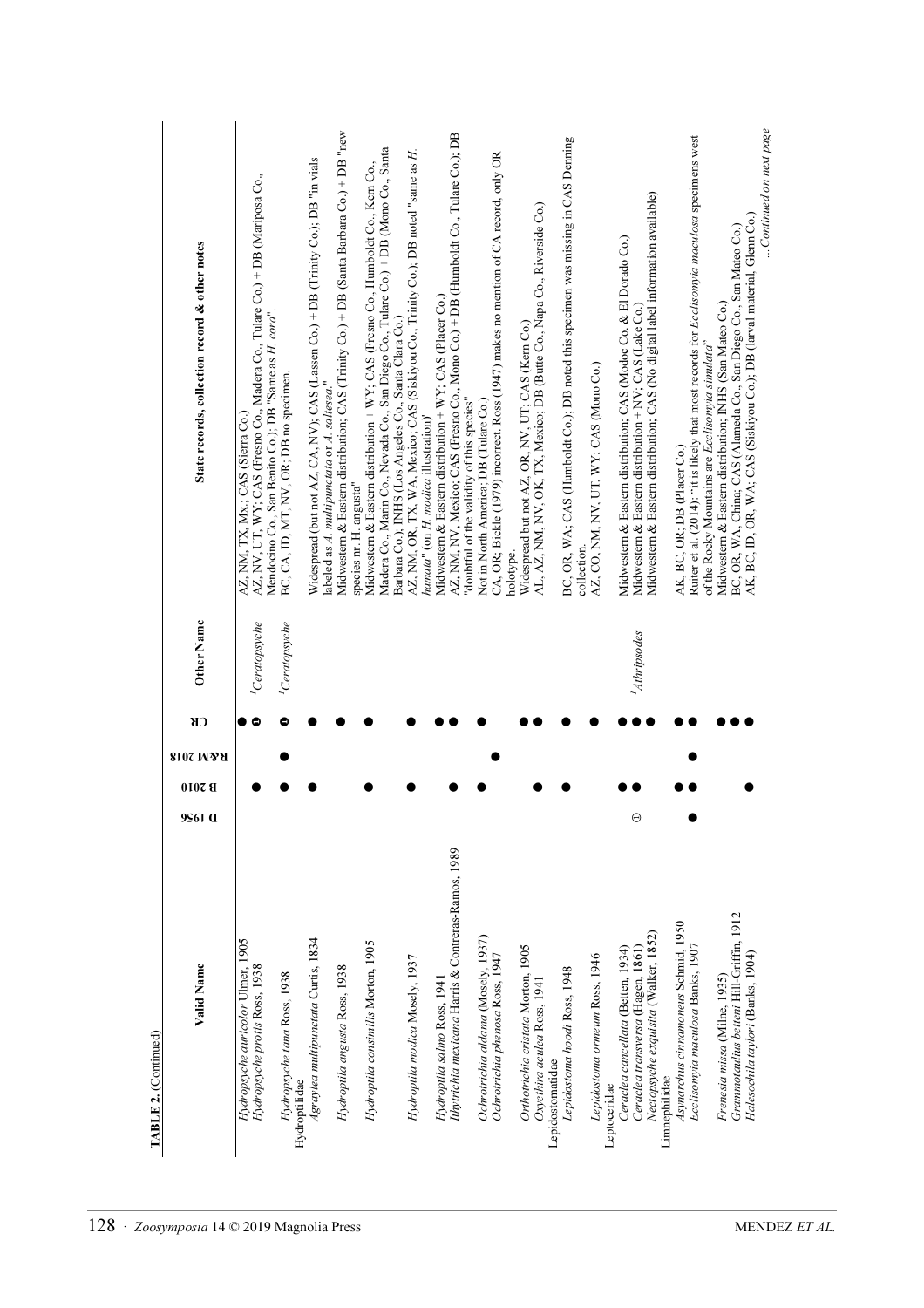**TABLE 2.** (Continued)

| Valid Name | D 1956 | B 2010 | R&M 2018 | CR | Other Name | State records, collection record & other notes |
|---|---|---|---|---|---|---|
| *Hydropsyche auricolor* Ulmer, 1905 | | | | ● | | AZ, NM, TX, Mx.; CAS (Sierra Co.) |
| *Hydropsyche protis* Ross, 1938 | | ● | | ⊖ | [1]*Ceratopsyche* | AZ, NV, UT, WY; CAS (Fresno Co., Madera Co., Tulare Co.) + DB (Mariposa Co., Mendocino Co., San Benito Co.); DB "Same as *H. cora*". |
| *Hydropsyche tana* Ross, 1938 | | ● | ● | ⊖ | [1]*Ceratopsyche* | BC, CA, ID, MT, NV, OR; DB no specimen. |
| Hydroptilidae | | | | | | |
| *Agraylea multipunctata* Curtis, 1834 | | ● | | ● | | Widespread (but not AZ, CA, NV); CAS (Lassen Co.) + DB (Trinity Co.); DB "in vials labeled as *A. multipunctata* or *A. saltesea*." |
| *Hydroptila angusta* Ross, 1938 | | | | ● | | Midwestern & Eastern distribution; CAS (Trinity Co.) + DB (Santa Barbara Co.) + DB "new species nr. H. angusta" |
| *Hydroptila consimilis* Morton, 1905 | | ● | | ● | | Midwestern & Eastern distribution + WY; CAS (Fresno Co., Humboldt Co., Kern Co., Madera Co., Marin Co., Nevada Co., San Diego Co., Tulare Co.) + DB (Mono Co., Santa Barbara Co.); INHS (Los Angeles Co., Santa Clara Co.) |
| *Hydroptila modica* Mosely, 1937 | | ● | | ● | | AZ, NM, OR, TX, WA, Mexico; CAS (Siskiyou Co., Trinity Co.); DB noted "same as *H. hamata*" (on *H. modica* illustration) |
| *Hydroptila salmo* Ross, 1941 | | | | ● | | Midwestern & Eastern distribution + WY; CAS (Placer Co.) |
| *Ithytrichia mexicana* Harris & Contreras-Ramos, 1989 | | ● | | ● | | AZ, NM, NV, Mexico; CAS (Fresno Co., Mono Co.) + DB (Humboldt Co., Tulare Co.); DB "doubtful of the validity of this species" |
| *Ochrotrichia aldama* (Mosely, 1937) | | ● | | ● | | Not in North America; DB (Tulare Co.) |
| *Ochrotrichia phenosa* Ross, 1947 | | | ● | | | CA, OR; Bickle (1979) incorrect. Ross (1947) makes no mention of CA record, only OR holotype. |
| *Orthotrichia cristata* Morton, 1905 | | | | ● | | Widespread but not AZ, OR, NV, UT; CAS (Kern Co.) |
| *Oxyethira aculea* Ross, 1941 | | ● | | ● | | AL, AZ, NM, NV, OK, TX, Mexico; DB (Butte Co., Napa Co., Riverside Co.) |
| Lepidostomatidae | | | | | | |
| *Lepidostoma hoodi* Ross, 1948 | | ● | | ● | | BC, OR, WA; CAS (Humboldt Co.); DB noted this specimen was missing in CAS Denning collection. |
| *Lepidostoma ormeum* Ross, 1946 | | | | ● | | AZ, CO, NM, NV, UT, WY; CAS (Mono Co.) |
| Leptoceridae | | | | | | |
| *Ceraclea cancellata* (Betten, 1934) | | ● | | ● | | Midwestern & Eastern distribution; CAS (Modoc Co. & El Dorado Co.) |
| *Ceraclea transversa* (Hagen, 1861) | ⊖ | ● | | ● | [1]*Athripsodes* | Midwestern & Eastern distribution + NV; CAS (Lake Co.) |
| *Nectopsyche exquisita* (Walker, 1852) | | | | ● | | Midwestern & Eastern distribution; CAS (No digital label information available) |
| Limnephilidae | | | | | | |
| *Asynarchus cinnamoneus* Schmid, 1950 | | ● | | ● | | AK, BC, OR; DB (Placer Co.) |
| *Ecclisomyia maculosa* Banks, 1907 | ● | ● | ● | ● | | Ruiter et al. (2014): "it is likely that most records for *Ecclisomyia maculosa* specimens west of the Rocky Mountains are *Ecclisomyia simulata*" |
| *Frenesia missa* (Milne, 1935) | | | | ● | | Midwestern & Eastern distribution; INHS (San Mateo Co.) |
| *Grammotaulius betteni* Hill-Griffin, 1912 | | | | ● | | BC, OR, WA, China; CAS (Alameda Co., San Diego Co., San Mateo Co.) |
| *Halesochila taylori* (Banks, 1904) | | ● | | ● | | AK, BC, ID, OR, WA; CAS (Siskiyou Co.); DB (larval material, Glenn Co.) |

*...Continued on next page*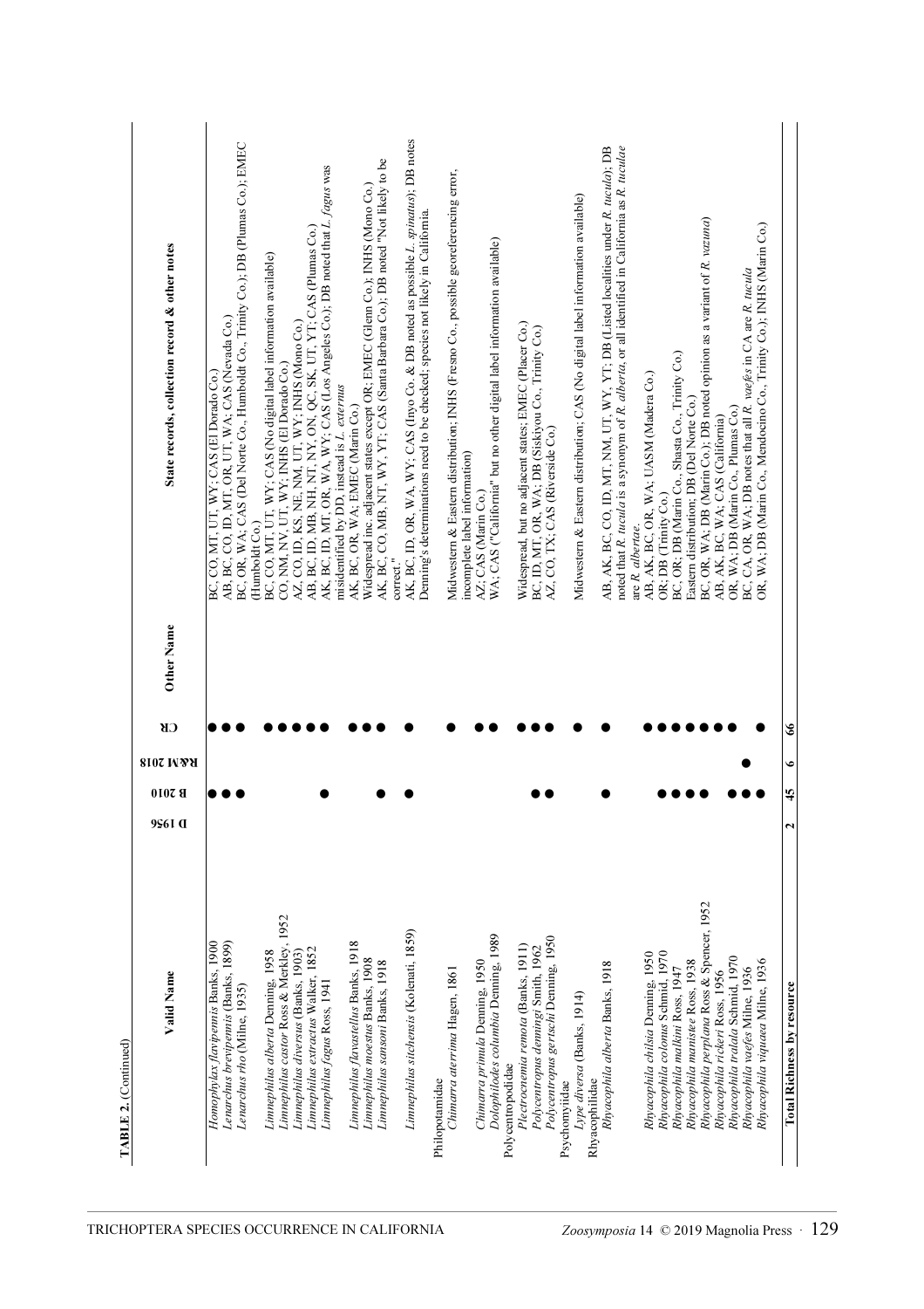**TABLE 2.** (Continued)

| Valid Name | D 1956 | B 2010 | R&M 2018 | CR | Other Name | State records, collection record & other notes |
|---|---|---|---|---|---|---|
| *Homophylax flavipennis* Banks, 1900 | | ● | | ● | | BC, CO, MT, UT, WY; CAS (El Dorado Co.) |
| *Lenarchus brevipennis* (Banks, 1899) | | ● | | ● | | AB, BC, CO, ID, MT, OR, UT, WA; CAS (Nevada Co.) |
| *Lenarchus rho* (Milne, 1935) | | ● | | ● | | BC, OR, WA; CAS (Del Norte Co., Humboldt Co., Trinity Co.); DB (Plumas Co.); EMEC (Humboldt Co.) |
| *Limnephilus alberta* Denning, 1958 | | | | ● | | BC, CO, MT, UT, WY; CAS (No digital label information available) |
| *Limnephilus castor* Ross & Merkley, 1952 | | | | ● | | CO, NM, NV, UT, WY; INHS (El Dorado Co.) |
| *Limnephilus diversus* (Banks, 1903) | | | | ● | | AZ, CO, ID, KS, NE, NM, UT, WY; INHS (Mono Co.) |
| *Limnephilus extractus* Walker, 1852 | | | | ● | | AB, BC, ID, MB, NH, NT, NY, ON, QC, SK, UT, YT; CAS (Plumas Co.) |
| *Limnephilus fagus* Ross, 1941 | | ● | | ● | | AK, BC, ID, MT, OR, WA, WY; CAS (Los Angeles Co.); DB noted that *L. fagus* was misidentified by DD, instead is *L. externus* |
| *Limnephilus flavastellus* Banks, 1918 | | | | ● | | AK, BC, OR, WA; EMEC (Marin Co.) |
| *Limnephilus moestus* Banks, 1908 | | | | ● | | Widespread inc. adjacent states except OR; EMEC (Glenn Co.); INHS (Mono Co.) |
| *Limnephilus sansoni* Banks, 1918 | | ● | | ● | | AK, BC, CO, MB, NT, WY, YT; CAS (Santa Barbara Co.); DB noted "Not likely to be correct." |
| *Limnephilus sitchensis* (Kolenati, 1859) | | ● | | ● | | AK, BC, ID, OR, WA, WY; CAS (Inyo Co. & DB noted as possible *L. spinatus*); DB notes Denning's determinations need to be checked; species not likely in California. |
| Philopotamidae | | | | | | |
| *Chimarra aterrima* Hagen, 1861 | | | | ● | | Midwestern & Eastern distribution; INHS (Fresno Co., possible georeferencing error, incomplete label information) |
| *Chimarra primula* Denning, 1950 | | | | ● | | AZ; CAS (Marin Co.) |
| *Dolophilodes columbia* Denning, 1989 | | | | ● | | WA; CAS ("California" but no other digital label information available) |
| Polycentropodidae | | | | | | |
| *Plectrocnemia remota* (Banks, 1911) | | | | ● | | Widespread, but no adjacent states; EMEC (Placer Co.) |
| *Polycentropus denningi* Smith, 1962 | | ● | | ● | | BC, ID, MT, OR, WA; DB (Siskiyou Co., Trinity Co.) |
| *Polycentropus gertschi* Denning, 1950 | | ● | | ● | | AZ, CO, TX; CAS (Riverside Co.) |
| Psychomyiidae | | | | | | |
| *Lype diversa* (Banks, 1914) | | | | ● | | Midwestern & Eastern distribution; CAS (No digital label information available) |
| Rhyacophilidae | | | | | | |
| *Rhyacophila alberta* Banks, 1918 | | ● | | ● | | AB, AK, BC, CO, ID, MT, NM, UT, WY, YT; DB (Listed localities under *R. tucula*); DB noted that *R. tucula* is a synonym of *R. alberta*, or all identified in California as *R. tuculae* are *R. albertae*. |
| *Rhyacophila chilsia* Denning, 1950 | | | | ● | | AB, AK, BC, OR, WA; UASM (Madera Co.) |
| *Rhyacophila colonus* Schmid, 1970 | | ● | | ● | | OR; DB (Trinity Co.) |
| *Rhyacophila malkini* Ross, 1947 | | ● | | ● | | BC, OR; DB (Marin Co., Shasta Co., Trinity Co.) |
| *Rhyacophila manistee* Ross, 1938 | | ● | | ● | | Eastern distribution; DB (Del Norte Co.) |
| *Rhyacophila perplana* Ross & Spencer, 1952 | | ● | | ● | | BC, OR, WA; DB (Marin Co.); DB noted opinion as a variant of *R. vazuna* |
| *Rhyacophila rickeri* Ross, 1956 | | | | ● | | AB, AK, BC, WA; CAS (California) |
| *Rhyacophila tralala* Schmid, 1970 | | ● | | ● | | OR, WA; DB (Marin Co., Plumas Co.) |
| *Rhyacophila vaefes* Milne, 1936 | | ● | ● | | | BC, CA, OR, WA; DB notes that all *R. vaefes* in CA are *R. tucula* |
| *Rhyacophila viquaea* Milne, 1936 | | ● | | ● | | OR, WA; DB (Marin Co., Mendocino Co., Trinity Co.); INHS (Marin Co.) |
| **Total Richness by resource** | **2** | **45** | **6** | **66** | | |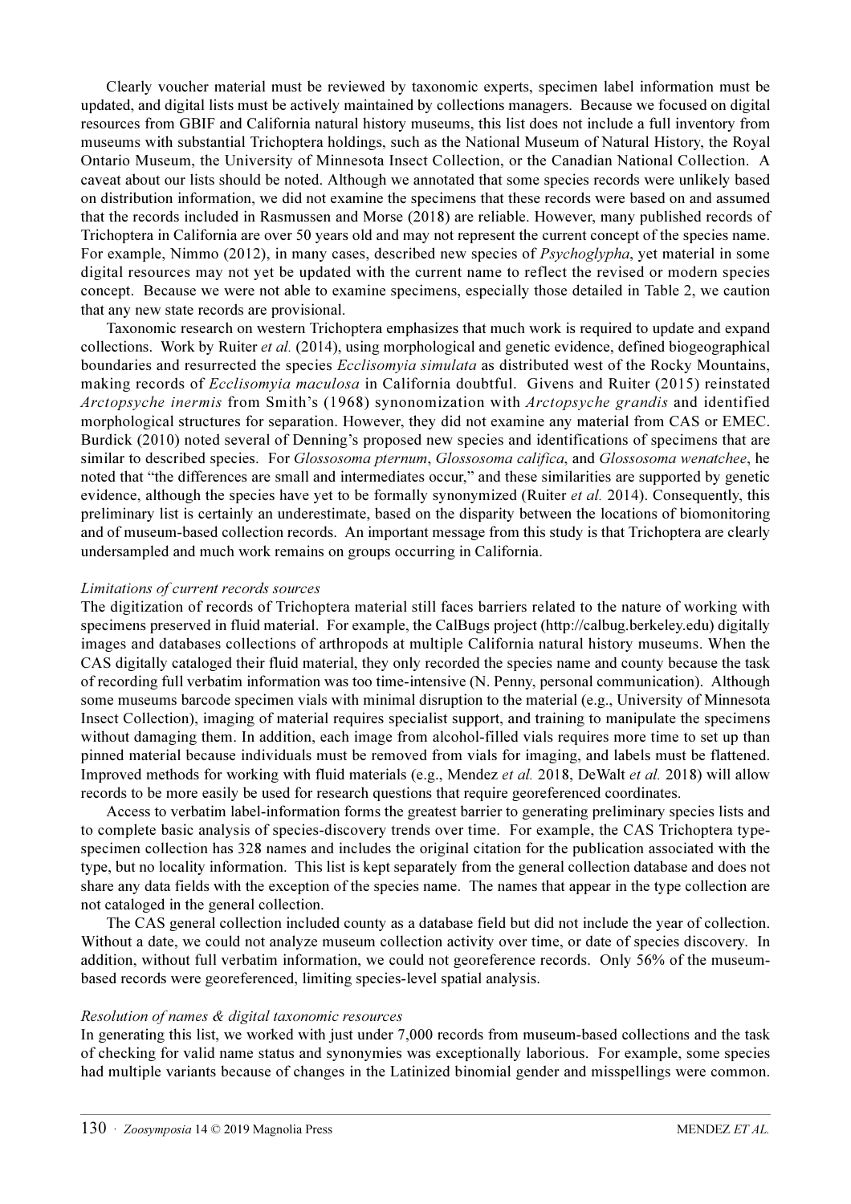Clearly voucher material must be reviewed by taxonomic experts, specimen label information must be updated, and digital lists must be actively maintained by collections managers. Because we focused on digital resources from GBIF and California natural history museums, this list does not include a full inventory from museums with substantial Trichoptera holdings, such as the National Museum of Natural History, the Royal Ontario Museum, the University of Minnesota Insect Collection, or the Canadian National Collection. A caveat about our lists should be noted. Although we annotated that some species records were unlikely based on distribution information, we did not examine the specimens that these records were based on and assumed that the records included in Rasmussen and Morse (2018) are reliable. However, many published records of Trichoptera in California are over 50 years old and may not represent the current concept of the species name. For example, Nimmo (2012), in many cases, described new species of *Psychoglypha*, yet material in some digital resources may not yet be updated with the current name to reflect the revised or modern species concept. Because we were not able to examine specimens, especially those detailed in Table 2, we caution that any new state records are provisional.

Taxonomic research on western Trichoptera emphasizes that much work is required to update and expand collections. Work by Ruiter *et al.* (2014), using morphological and genetic evidence, defined biogeographical boundaries and resurrected the species *Ecclisomyia simulata* as distributed west of the Rocky Mountains, making records of *Ecclisomyia maculosa* in California doubtful. Givens and Ruiter (2015) reinstated *Arctopsyche inermis* from Smith's (1968) synonomization with *Arctopsyche grandis* and identified morphological structures for separation. However, they did not examine any material from CAS or EMEC. Burdick (2010) noted several of Denning's proposed new species and identifications of specimens that are similar to described species. For *Glossosoma pternum*, *Glossosoma califica*, and *Glossosoma wenatchee*, he noted that "the differences are small and intermediates occur," and these similarities are supported by genetic evidence, although the species have yet to be formally synonymized (Ruiter *et al.* 2014). Consequently, this preliminary list is certainly an underestimate, based on the disparity between the locations of biomonitoring and of museum-based collection records. An important message from this study is that Trichoptera are clearly undersampled and much work remains on groups occurring in California.

*Limitations of current records sources*

The digitization of records of Trichoptera material still faces barriers related to the nature of working with specimens preserved in fluid material. For example, the CalBugs project (http://calbug.berkeley.edu) digitally images and databases collections of arthropods at multiple California natural history museums. When the CAS digitally cataloged their fluid material, they only recorded the species name and county because the task of recording full verbatim information was too time-intensive (N. Penny, personal communication). Although some museums barcode specimen vials with minimal disruption to the material (e.g., University of Minnesota Insect Collection), imaging of material requires specialist support, and training to manipulate the specimens without damaging them. In addition, each image from alcohol-filled vials requires more time to set up than pinned material because individuals must be removed from vials for imaging, and labels must be flattened. Improved methods for working with fluid materials (e.g., Mendez *et al.* 2018, DeWalt *et al.* 2018) will allow records to be more easily be used for research questions that require georeferenced coordinates.

Access to verbatim label-information forms the greatest barrier to generating preliminary species lists and to complete basic analysis of species-discovery trends over time. For example, the CAS Trichoptera type-specimen collection has 328 names and includes the original citation for the publication associated with the type, but no locality information. This list is kept separately from the general collection database and does not share any data fields with the exception of the species name. The names that appear in the type collection are not cataloged in the general collection.

The CAS general collection included county as a database field but did not include the year of collection. Without a date, we could not analyze museum collection activity over time, or date of species discovery. In addition, without full verbatim information, we could not georeference records. Only 56% of the museum-based records were georeferenced, limiting species-level spatial analysis.

*Resolution of names & digital taxonomic resources*

In generating this list, we worked with just under 7,000 records from museum-based collections and the task of checking for valid name status and synonymies was exceptionally laborious. For example, some species had multiple variants because of changes in the Latinized binomial gender and misspellings were common.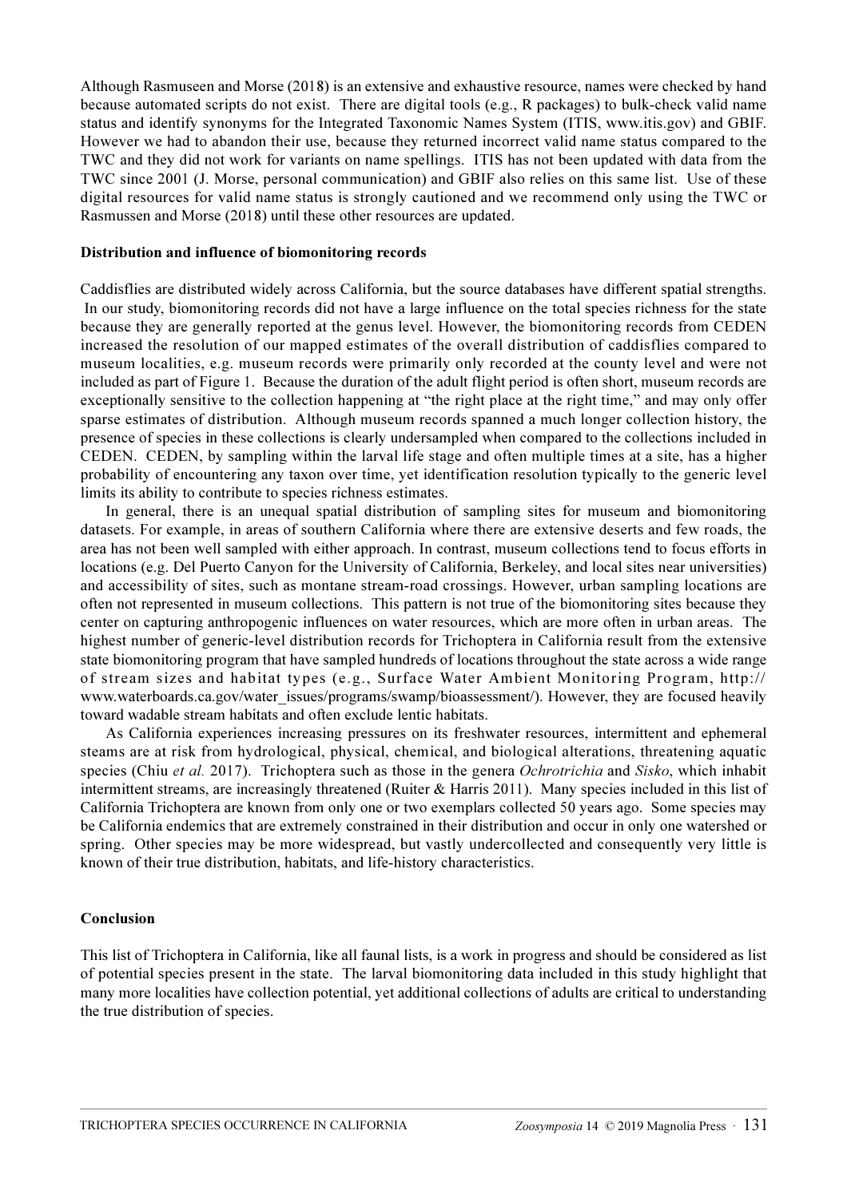Although Rasmuseen and Morse (2018) is an extensive and exhaustive resource, names were checked by hand because automated scripts do not exist. There are digital tools (e.g., R packages) to bulk-check valid name status and identify synonyms for the Integrated Taxonomic Names System (ITIS, www.itis.gov) and GBIF. However we had to abandon their use, because they returned incorrect valid name status compared to the TWC and they did not work for variants on name spellings. ITIS has not been updated with data from the TWC since 2001 (J. Morse, personal communication) and GBIF also relies on this same list. Use of these digital resources for valid name status is strongly cautioned and we recommend only using the TWC or Rasmussen and Morse (2018) until these other resources are updated.

**Distribution and influence of biomonitoring records**

Caddisflies are distributed widely across California, but the source databases have different spatial strengths. In our study, biomonitoring records did not have a large influence on the total species richness for the state because they are generally reported at the genus level. However, the biomonitoring records from CEDEN increased the resolution of our mapped estimates of the overall distribution of caddisflies compared to museum localities, e.g. museum records were primarily only recorded at the county level and were not included as part of Figure 1. Because the duration of the adult flight period is often short, museum records are exceptionally sensitive to the collection happening at "the right place at the right time," and may only offer sparse estimates of distribution. Although museum records spanned a much longer collection history, the presence of species in these collections is clearly undersampled when compared to the collections included in CEDEN. CEDEN, by sampling within the larval life stage and often multiple times at a site, has a higher probability of encountering any taxon over time, yet identification resolution typically to the generic level limits its ability to contribute to species richness estimates.

In general, there is an unequal spatial distribution of sampling sites for museum and biomonitoring datasets. For example, in areas of southern California where there are extensive deserts and few roads, the area has not been well sampled with either approach. In contrast, museum collections tend to focus efforts in locations (e.g. Del Puerto Canyon for the University of California, Berkeley, and local sites near universities) and accessibility of sites, such as montane stream-road crossings. However, urban sampling locations are often not represented in museum collections. This pattern is not true of the biomonitoring sites because they center on capturing anthropogenic influences on water resources, which are more often in urban areas. The highest number of generic-level distribution records for Trichoptera in California result from the extensive state biomonitoring program that have sampled hundreds of locations throughout the state across a wide range of stream sizes and habitat types (e.g., Surface Water Ambient Monitoring Program, http://www.waterboards.ca.gov/water_issues/programs/swamp/bioassessment/). However, they are focused heavily toward wadable stream habitats and often exclude lentic habitats.

As California experiences increasing pressures on its freshwater resources, intermittent and ephemeral steams are at risk from hydrological, physical, chemical, and biological alterations, threatening aquatic species (Chiu *et al.* 2017). Trichoptera such as those in the genera *Ochrotrichia* and *Sisko*, which inhabit intermittent streams, are increasingly threatened (Ruiter & Harris 2011). Many species included in this list of California Trichoptera are known from only one or two exemplars collected 50 years ago. Some species may be California endemics that are extremely constrained in their distribution and occur in only one watershed or spring. Other species may be more widespread, but vastly undercollected and consequently very little is known of their true distribution, habitats, and life-history characteristics.

**Conclusion**

This list of Trichoptera in California, like all faunal lists, is a work in progress and should be considered as list of potential species present in the state. The larval biomonitoring data included in this study highlight that many more localities have collection potential, yet additional collections of adults are critical to understanding the true distribution of species.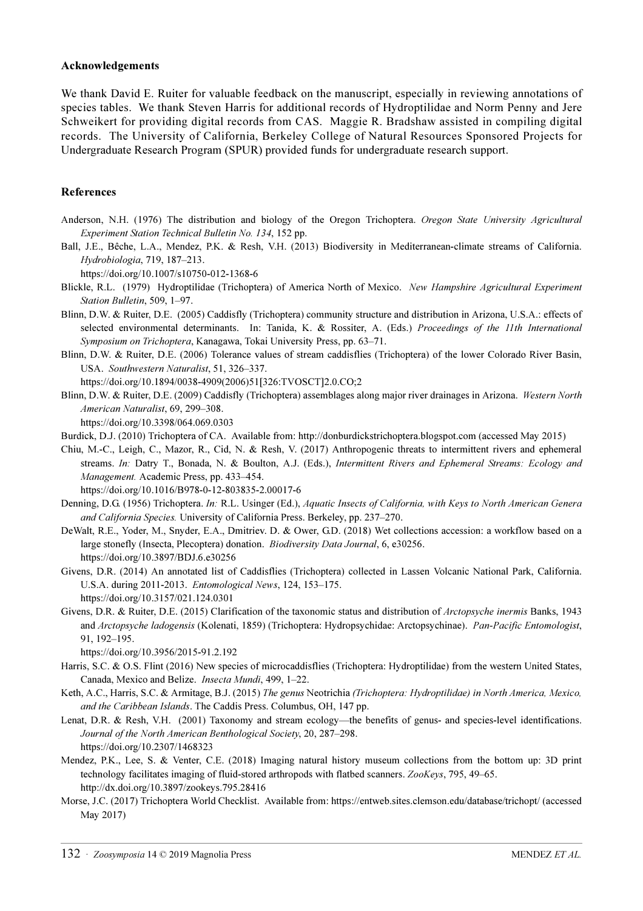## Acknowledgements

We thank David E. Ruiter for valuable feedback on the manuscript, especially in reviewing annotations of species tables. We thank Steven Harris for additional records of Hydroptilidae and Norm Penny and Jere Schweikert for providing digital records from CAS. Maggie R. Bradshaw assisted in compiling digital records. The University of California, Berkeley College of Natural Resources Sponsored Projects for Undergraduate Research Program (SPUR) provided funds for undergraduate research support.

## References

Anderson, N.H. (1976) The distribution and biology of the Oregon Trichoptera. *Oregon State University Agricultural Experiment Station Technical Bulletin No. 134*, 152 pp.

Ball, J.E., Bêche, L.A., Mendez, P.K. & Resh, V.H. (2013) Biodiversity in Mediterranean-climate streams of California. *Hydrobiologia*, 719, 187–213. https://doi.org/10.1007/s10750-012-1368-6

Blickle, R.L. (1979) Hydroptilidae (Trichoptera) of America North of Mexico. *New Hampshire Agricultural Experiment Station Bulletin*, 509, 1–97.

Blinn, D.W. & Ruiter, D.E. (2005) Caddisfly (Trichoptera) community structure and distribution in Arizona, U.S.A.: effects of selected environmental determinants. In: Tanida, K. & Rossiter, A. (Eds.) *Proceedings of the 11th International Symposium on Trichoptera*, Kanagawa, Tokai University Press, pp. 63–71.

Blinn, D.W. & Ruiter, D.E. (2006) Tolerance values of stream caddisflies (Trichoptera) of the lower Colorado River Basin, USA. *Southwestern Naturalist*, 51, 326–337. https://doi.org/10.1894/0038-4909(2006)51[326:TVOSCT]2.0.CO;2

Blinn, D.W. & Ruiter, D.E. (2009) Caddisfly (Trichoptera) assemblages along major river drainages in Arizona. *Western North American Naturalist*, 69, 299–308. https://doi.org/10.3398/064.069.0303

Burdick, D.J. (2010) Trichoptera of CA. Available from: http://donburdickstrichoptera.blogspot.com (accessed May 2015)

Chiu, M.-C., Leigh, C., Mazor, R., Cid, N. & Resh, V. (2017) Anthropogenic threats to intermittent rivers and ephemeral streams. *In:* Datry T., Bonada, N. & Boulton, A.J. (Eds.), *Intermittent Rivers and Ephemeral Streams: Ecology and Management.* Academic Press, pp. 433–454. https://doi.org/10.1016/B978-0-12-803835-2.00017-6

Denning, D.G. (1956) Trichoptera. *In:* R.L. Usinger (Ed.), *Aquatic Insects of California, with Keys to North American Genera and California Species.* University of California Press. Berkeley, pp. 237–270.

DeWalt, R.E., Yoder, M., Snyder, E.A., Dmitriev. D. & Ower, G.D. (2018) Wet collections accession: a workflow based on a large stonefly (Insecta, Plecoptera) donation. *Biodiversity Data Journal*, 6, e30256. https://doi.org/10.3897/BDJ.6.e30256

Givens, D.R. (2014) An annotated list of Caddisflies (Trichoptera) collected in Lassen Volcanic National Park, California. U.S.A. during 2011-2013. *Entomological News*, 124, 153–175. https://doi.org/10.3157/021.124.0301

Givens, D.R. & Ruiter, D.E. (2015) Clarification of the taxonomic status and distribution of *Arctopsyche inermis* Banks, 1943 and *Arctopsyche ladogensis* (Kolenati, 1859) (Trichoptera: Hydropsychidae: Arctopsychinae). *Pan-Pacific Entomologist*, 91, 192–195. https://doi.org/10.3956/2015-91.2.192

Harris, S.C. & O.S. Flint (2016) New species of microcaddisflies (Trichoptera: Hydroptilidae) from the western United States, Canada, Mexico and Belize. *Insecta Mundi*, 499, 1–22.

Keth, A.C., Harris, S.C. & Armitage, B.J. (2015) *The genus* Neotrichia *(Trichoptera: Hydroptilidae) in North America, Mexico, and the Caribbean Islands*. The Caddis Press. Columbus, OH, 147 pp.

Lenat, D.R. & Resh, V.H. (2001) Taxonomy and stream ecology—the benefits of genus- and species-level identifications. *Journal of the North American Benthological Society*, 20, 287–298. https://doi.org/10.2307/1468323

Mendez, P.K., Lee, S. & Venter, C.E. (2018) Imaging natural history museum collections from the bottom up: 3D print technology facilitates imaging of fluid-stored arthropods with flatbed scanners. *ZooKeys*, 795, 49–65. http://dx.doi.org/10.3897/zookeys.795.28416

Morse, J.C. (2017) Trichoptera World Checklist. Available from: https://entweb.sites.clemson.edu/database/trichopt/ (accessed May 2017)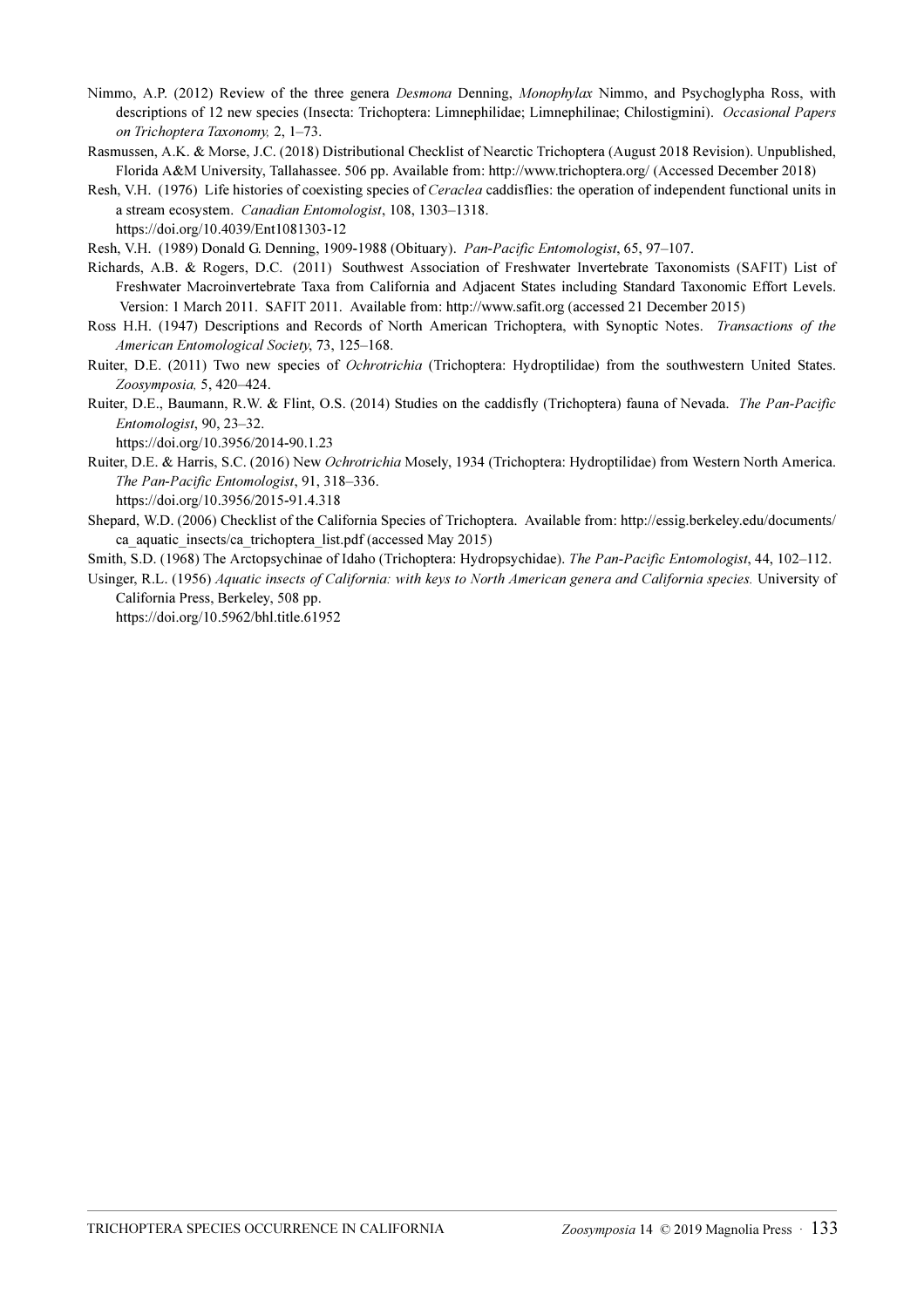Nimmo, A.P. (2012) Review of the three genera *Desmona* Denning, *Monophylax* Nimmo, and Psychoglypha Ross, with descriptions of 12 new species (Insecta: Trichoptera: Limnephilidae; Limnephilinae; Chilostigmini). *Occasional Papers on Trichoptera Taxonomy,* 2, 1–73.

Rasmussen, A.K. & Morse, J.C. (2018) Distributional Checklist of Nearctic Trichoptera (August 2018 Revision). Unpublished, Florida A&M University, Tallahassee. 506 pp. Available from: http://www.trichoptera.org/ (Accessed December 2018)

Resh, V.H. (1976) Life histories of coexisting species of *Ceraclea* caddisflies: the operation of independent functional units in a stream ecosystem. *Canadian Entomologist*, 108, 1303–1318.
https://doi.org/10.4039/Ent1081303-12

Resh, V.H. (1989) Donald G. Denning, 1909-1988 (Obituary). *Pan-Pacific Entomologist*, 65, 97–107.

Richards, A.B. & Rogers, D.C. (2011) Southwest Association of Freshwater Invertebrate Taxonomists (SAFIT) List of Freshwater Macroinvertebrate Taxa from California and Adjacent States including Standard Taxonomic Effort Levels. Version: 1 March 2011. SAFIT 2011. Available from: http://www.safit.org (accessed 21 December 2015)

Ross H.H. (1947) Descriptions and Records of North American Trichoptera, with Synoptic Notes. *Transactions of the American Entomological Society*, 73, 125–168.

Ruiter, D.E. (2011) Two new species of *Ochrotrichia* (Trichoptera: Hydroptilidae) from the southwestern United States. *Zoosymposia,* 5, 420–424.

Ruiter, D.E., Baumann, R.W. & Flint, O.S. (2014) Studies on the caddisfly (Trichoptera) fauna of Nevada. *The Pan-Pacific Entomologist*, 90, 23–32.
https://doi.org/10.3956/2014-90.1.23

Ruiter, D.E. & Harris, S.C. (2016) New *Ochrotrichia* Mosely, 1934 (Trichoptera: Hydroptilidae) from Western North America. *The Pan-Pacific Entomologist*, 91, 318–336.
https://doi.org/10.3956/2015-91.4.318

Shepard, W.D. (2006) Checklist of the California Species of Trichoptera. Available from: http://essig.berkeley.edu/documents/ca_aquatic_insects/ca_trichoptera_list.pdf (accessed May 2015)

Smith, S.D. (1968) The Arctopsychinae of Idaho (Trichoptera: Hydropsychidae). *The Pan-Pacific Entomologist*, 44, 102–112.

Usinger, R.L. (1956) *Aquatic insects of California: with keys to North American genera and California species.* University of California Press, Berkeley, 508 pp.
https://doi.org/10.5962/bhl.title.61952